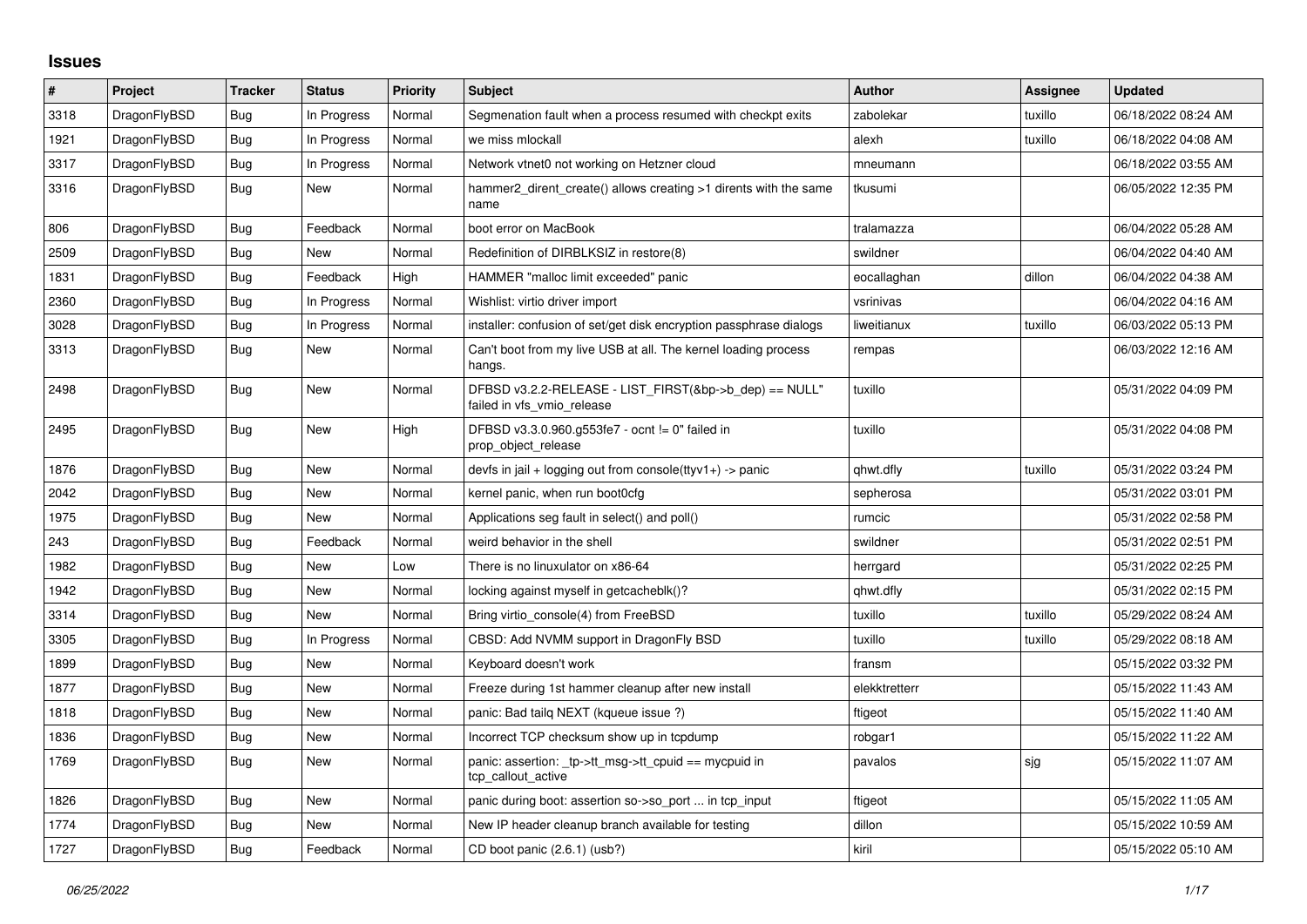# Issues

| # | Project | Tracker | Status | Priority | Subject | Author | Assignee | Updated |
|---|---|---|---|---|---|---|---|---|
| 3318 | DragonFlyBSD | Bug | In Progress | Normal | Segmenation fault when a process resumed with checkpt exits | zabolekar | tuxillo | 06/18/2022 08:24 AM |
| 1921 | DragonFlyBSD | Bug | In Progress | Normal | we miss mlockall | alexh | tuxillo | 06/18/2022 04:08 AM |
| 3317 | DragonFlyBSD | Bug | In Progress | Normal | Network vtnet0 not working on Hetzner cloud | mneumann | | 06/18/2022 03:55 AM |
| 3316 | DragonFlyBSD | Bug | New | Normal | hammer2_dirent_create() allows creating >1 dirents with the same name | tkusumi | | 06/05/2022 12:35 PM |
| 806 | DragonFlyBSD | Bug | Feedback | Normal | boot error on MacBook | tralamazza | | 06/04/2022 05:28 AM |
| 2509 | DragonFlyBSD | Bug | New | Normal | Redefinition of DIRBLKSIZ in restore(8) | swildner | | 06/04/2022 04:40 AM |
| 1831 | DragonFlyBSD | Bug | Feedback | High | HAMMER "malloc limit exceeded" panic | eocallaghan | dillon | 06/04/2022 04:38 AM |
| 2360 | DragonFlyBSD | Bug | In Progress | Normal | Wishlist: virtio driver import | vsrinivas | | 06/04/2022 04:16 AM |
| 3028 | DragonFlyBSD | Bug | In Progress | Normal | installer: confusion of set/get disk encryption passphrase dialogs | liweitianux | tuxillo | 06/03/2022 05:13 PM |
| 3313 | DragonFlyBSD | Bug | New | Normal | Can't boot from my live USB at all. The kernel loading process hangs. | rempas | | 06/03/2022 12:16 AM |
| 2498 | DragonFlyBSD | Bug | New | Normal | DFBSD v3.2.2-RELEASE - LIST_FIRST(&bp->b_dep) == NULL" failed in vfs_vmio_release | tuxillo | | 05/31/2022 04:09 PM |
| 2495 | DragonFlyBSD | Bug | New | High | DFBSD v3.3.0.960.g553fe7 - ocnt != 0" failed in prop_object_release | tuxillo | | 05/31/2022 04:08 PM |
| 1876 | DragonFlyBSD | Bug | New | Normal | devfs in jail + logging out from console(ttyv1+) -> panic | qhwt.dfly | tuxillo | 05/31/2022 03:24 PM |
| 2042 | DragonFlyBSD | Bug | New | Normal | kernel panic, when run boot0cfg | sepherosa | | 05/31/2022 03:01 PM |
| 1975 | DragonFlyBSD | Bug | New | Normal | Applications seg fault in select() and poll() | rumcic | | 05/31/2022 02:58 PM |
| 243 | DragonFlyBSD | Bug | Feedback | Normal | weird behavior in the shell | swildner | | 05/31/2022 02:51 PM |
| 1982 | DragonFlyBSD | Bug | New | Low | There is no linuxulator on x86-64 | herrgard | | 05/31/2022 02:25 PM |
| 1942 | DragonFlyBSD | Bug | New | Normal | locking against myself in getcacheblk()? | qhwt.dfly | | 05/31/2022 02:15 PM |
| 3314 | DragonFlyBSD | Bug | New | Normal | Bring virtio_console(4) from FreeBSD | tuxillo | tuxillo | 05/29/2022 08:24 AM |
| 3305 | DragonFlyBSD | Bug | In Progress | Normal | CBSD: Add NVMM support in DragonFly BSD | tuxillo | tuxillo | 05/29/2022 08:18 AM |
| 1899 | DragonFlyBSD | Bug | New | Normal | Keyboard doesn't work | fransm | | 05/15/2022 03:32 PM |
| 1877 | DragonFlyBSD | Bug | New | Normal | Freeze during 1st hammer cleanup after new install | elekktretterr | | 05/15/2022 11:43 AM |
| 1818 | DragonFlyBSD | Bug | New | Normal | panic: Bad tailq NEXT (kqueue issue ?) | ftigeot | | 05/15/2022 11:40 AM |
| 1836 | DragonFlyBSD | Bug | New | Normal | Incorrect TCP checksum show up in tcpdump | robgar1 | | 05/15/2022 11:22 AM |
| 1769 | DragonFlyBSD | Bug | New | Normal | panic: assertion: _tp->tt_msg->tt_cpuid == mycpuid in tcp_callout_active | pavalos | sjg | 05/15/2022 11:07 AM |
| 1826 | DragonFlyBSD | Bug | New | Normal | panic during boot: assertion so->so_port ... in tcp_input | ftigeot | | 05/15/2022 11:05 AM |
| 1774 | DragonFlyBSD | Bug | New | Normal | New IP header cleanup branch available for testing | dillon | | 05/15/2022 10:59 AM |
| 1727 | DragonFlyBSD | Bug | Feedback | Normal | CD boot panic (2.6.1) (usb?) | kiril | | 05/15/2022 05:10 AM |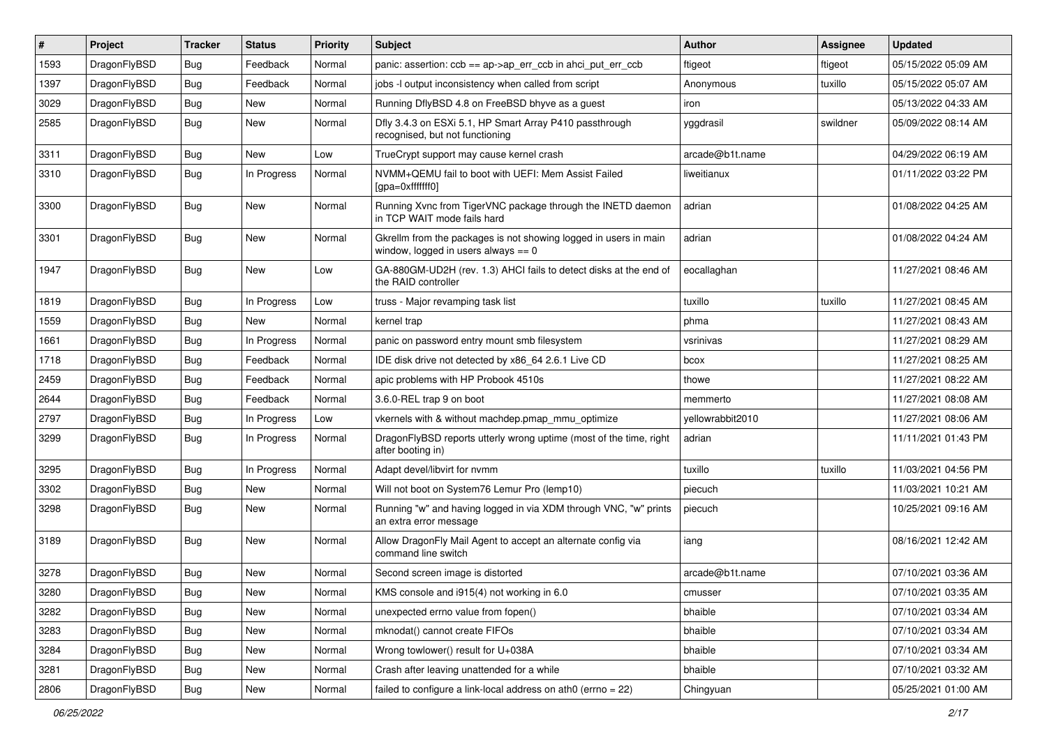| # | Project | Tracker | Status | Priority | Subject | Author | Assignee | Updated |
|---|---|---|---|---|---|---|---|---|
| 1593 | DragonFlyBSD | Bug | Feedback | Normal | panic: assertion: ccb == ap->ap_err_ccb in ahci_put_err_ccb | ftigeot | ftigeot | 05/15/2022 05:09 AM |
| 1397 | DragonFlyBSD | Bug | Feedback | Normal | jobs -l output inconsistency when called from script | Anonymous | tuxillo | 05/15/2022 05:07 AM |
| 3029 | DragonFlyBSD | Bug | New | Normal | Running DflyBSD 4.8 on FreeBSD bhyve as a guest | iron | | 05/13/2022 04:33 AM |
| 2585 | DragonFlyBSD | Bug | New | Normal | Dfly 3.4.3 on ESXi 5.1, HP Smart Array P410 passthrough recognised, but not functioning | yggdrasil | swildner | 05/09/2022 08:14 AM |
| 3311 | DragonFlyBSD | Bug | New | Low | TrueCrypt support may cause kernel crash | arcade@b1t.name | | 04/29/2022 06:19 AM |
| 3310 | DragonFlyBSD | Bug | In Progress | Normal | NVMM+QEMU fail to boot with UEFI: Mem Assist Failed [gpa=0xfffffff0] | liweitianux | | 01/11/2022 03:22 PM |
| 3300 | DragonFlyBSD | Bug | New | Normal | Running Xvnc from TigerVNC package through the INETD daemon in TCP WAIT mode fails hard | adrian | | 01/08/2022 04:25 AM |
| 3301 | DragonFlyBSD | Bug | New | Normal | Gkrellm from the packages is not showing logged in users in main window, logged in users always == 0 | adrian | | 01/08/2022 04:24 AM |
| 1947 | DragonFlyBSD | Bug | New | Low | GA-880GM-UD2H (rev. 1.3) AHCI fails to detect disks at the end of the RAID controller | eocallaghan | | 11/27/2021 08:46 AM |
| 1819 | DragonFlyBSD | Bug | In Progress | Low | truss - Major revamping task list | tuxillo | tuxillo | 11/27/2021 08:45 AM |
| 1559 | DragonFlyBSD | Bug | New | Normal | kernel trap | phma | | 11/27/2021 08:43 AM |
| 1661 | DragonFlyBSD | Bug | In Progress | Normal | panic on password entry mount smb filesystem | vsrinivas | | 11/27/2021 08:29 AM |
| 1718 | DragonFlyBSD | Bug | Feedback | Normal | IDE disk drive not detected by x86_64 2.6.1 Live CD | bcox | | 11/27/2021 08:25 AM |
| 2459 | DragonFlyBSD | Bug | Feedback | Normal | apic problems with HP Probook 4510s | thowe | | 11/27/2021 08:22 AM |
| 2644 | DragonFlyBSD | Bug | Feedback | Normal | 3.6.0-REL trap 9 on boot | memmerto | | 11/27/2021 08:08 AM |
| 2797 | DragonFlyBSD | Bug | In Progress | Low | vkernels with & without machdep.pmap_mmu_optimize | yellowrabbit2010 | | 11/27/2021 08:06 AM |
| 3299 | DragonFlyBSD | Bug | In Progress | Normal | DragonFlyBSD reports utterly wrong uptime (most of the time, right after booting in) | adrian | | 11/11/2021 01:43 PM |
| 3295 | DragonFlyBSD | Bug | In Progress | Normal | Adapt devel/libvirt for nvmm | tuxillo | tuxillo | 11/03/2021 04:56 PM |
| 3302 | DragonFlyBSD | Bug | New | Normal | Will not boot on System76 Lemur Pro (lemp10) | piecuch | | 11/03/2021 10:21 AM |
| 3298 | DragonFlyBSD | Bug | New | Normal | Running "w" and having logged in via XDM through VNC, "w" prints an extra error message | piecuch | | 10/25/2021 09:16 AM |
| 3189 | DragonFlyBSD | Bug | New | Normal | Allow DragonFly Mail Agent to accept an alternate config via command line switch | iang | | 08/16/2021 12:42 AM |
| 3278 | DragonFlyBSD | Bug | New | Normal | Second screen image is distorted | arcade@b1t.name | | 07/10/2021 03:36 AM |
| 3280 | DragonFlyBSD | Bug | New | Normal | KMS console and i915(4) not working in 6.0 | cmusser | | 07/10/2021 03:35 AM |
| 3282 | DragonFlyBSD | Bug | New | Normal | unexpected errno value from fopen() | bhaible | | 07/10/2021 03:34 AM |
| 3283 | DragonFlyBSD | Bug | New | Normal | mknodat() cannot create FIFOs | bhaible | | 07/10/2021 03:34 AM |
| 3284 | DragonFlyBSD | Bug | New | Normal | Wrong towlower() result for U+038A | bhaible | | 07/10/2021 03:34 AM |
| 3281 | DragonFlyBSD | Bug | New | Normal | Crash after leaving unattended for a while | bhaible | | 07/10/2021 03:32 AM |
| 2806 | DragonFlyBSD | Bug | New | Normal | failed to configure a link-local address on ath0 (errno = 22) | Chingyuan | | 05/25/2021 01:00 AM |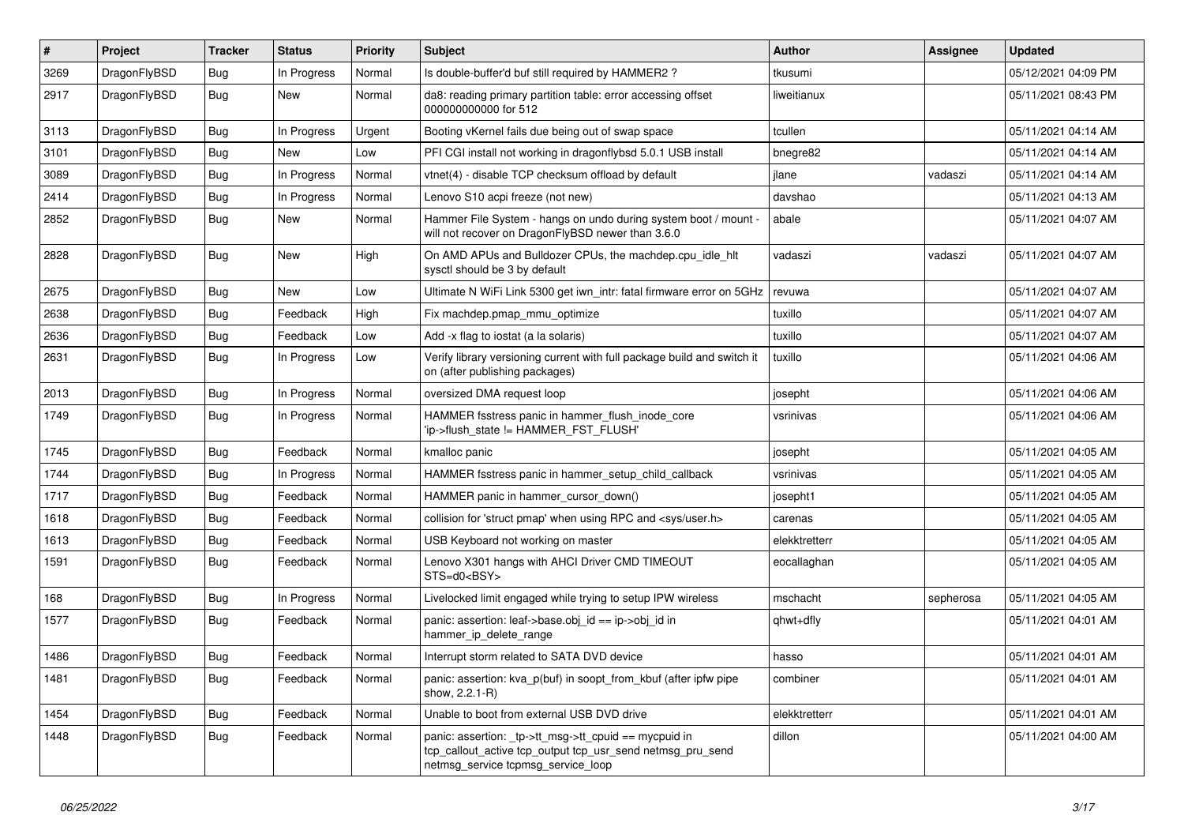| # | Project | Tracker | Status | Priority | Subject | Author | Assignee | Updated |
|---|---|---|---|---|---|---|---|---|
| 3269 | DragonFlyBSD | Bug | In Progress | Normal | Is double-buffer'd buf still required by HAMMER2 ? | tkusumi | | 05/12/2021 04:09 PM |
| 2917 | DragonFlyBSD | Bug | New | Normal | da8: reading primary partition table: error accessing offset 000000000000 for 512 | liweitianux | | 05/11/2021 08:43 PM |
| 3113 | DragonFlyBSD | Bug | In Progress | Urgent | Booting vKernel fails due being out of swap space | tcullen | | 05/11/2021 04:14 AM |
| 3101 | DragonFlyBSD | Bug | New | Low | PFI CGI install not working in dragonflybsd 5.0.1 USB install | bnegre82 | | 05/11/2021 04:14 AM |
| 3089 | DragonFlyBSD | Bug | In Progress | Normal | vtnet(4) - disable TCP checksum offload by default | jlane | vadaszi | 05/11/2021 04:14 AM |
| 2414 | DragonFlyBSD | Bug | In Progress | Normal | Lenovo S10 acpi freeze (not new) | davshao | | 05/11/2021 04:13 AM |
| 2852 | DragonFlyBSD | Bug | New | Normal | Hammer File System - hangs on undo during system boot / mount - will not recover on DragonFlyBSD newer than 3.6.0 | abale | | 05/11/2021 04:07 AM |
| 2828 | DragonFlyBSD | Bug | New | High | On AMD APUs and Bulldozer CPUs, the machdep.cpu_idle_hlt sysctl should be 3 by default | vadaszi | vadaszi | 05/11/2021 04:07 AM |
| 2675 | DragonFlyBSD | Bug | New | Low | Ultimate N WiFi Link 5300 get iwn_intr: fatal firmware error on 5GHz | revuwa | | 05/11/2021 04:07 AM |
| 2638 | DragonFlyBSD | Bug | Feedback | High | Fix machdep.pmap_mmu_optimize | tuxillo | | 05/11/2021 04:07 AM |
| 2636 | DragonFlyBSD | Bug | Feedback | Low | Add -x flag to iostat (a la solaris) | tuxillo | | 05/11/2021 04:07 AM |
| 2631 | DragonFlyBSD | Bug | In Progress | Low | Verify library versioning current with full package build and switch it on (after publishing packages) | tuxillo | | 05/11/2021 04:06 AM |
| 2013 | DragonFlyBSD | Bug | In Progress | Normal | oversized DMA request loop | josepht | | 05/11/2021 04:06 AM |
| 1749 | DragonFlyBSD | Bug | In Progress | Normal | HAMMER fsstress panic in hammer_flush_inode_core 'ip->flush_state != HAMMER_FST_FLUSH' | vsrinivas | | 05/11/2021 04:06 AM |
| 1745 | DragonFlyBSD | Bug | Feedback | Normal | kmalloc panic | josepht | | 05/11/2021 04:05 AM |
| 1744 | DragonFlyBSD | Bug | In Progress | Normal | HAMMER fsstress panic in hammer_setup_child_callback | vsrinivas | | 05/11/2021 04:05 AM |
| 1717 | DragonFlyBSD | Bug | Feedback | Normal | HAMMER panic in hammer_cursor_down() | josepht1 | | 05/11/2021 04:05 AM |
| 1618 | DragonFlyBSD | Bug | Feedback | Normal | collision for 'struct pmap' when using RPC and <sys/user.h> | carenas | | 05/11/2021 04:05 AM |
| 1613 | DragonFlyBSD | Bug | Feedback | Normal | USB Keyboard not working on master | elekktretterr | | 05/11/2021 04:05 AM |
| 1591 | DragonFlyBSD | Bug | Feedback | Normal | Lenovo X301 hangs with AHCI Driver CMD TIMEOUT STS=d0<BSY> | eocallaghan | | 05/11/2021 04:05 AM |
| 168 | DragonFlyBSD | Bug | In Progress | Normal | Livelocked limit engaged while trying to setup IPW wireless | mschacht | sepherosa | 05/11/2021 04:05 AM |
| 1577 | DragonFlyBSD | Bug | Feedback | Normal | panic: assertion: leaf->base.obj_id == ip->obj_id in hammer_ip_delete_range | qhwt+dfly | | 05/11/2021 04:01 AM |
| 1486 | DragonFlyBSD | Bug | Feedback | Normal | Interrupt storm related to SATA DVD device | hasso | | 05/11/2021 04:01 AM |
| 1481 | DragonFlyBSD | Bug | Feedback | Normal | panic: assertion: kva_p(buf) in soopt_from_kbuf (after ipfw pipe show, 2.2.1-R) | combiner | | 05/11/2021 04:01 AM |
| 1454 | DragonFlyBSD | Bug | Feedback | Normal | Unable to boot from external USB DVD drive | elekktretterr | | 05/11/2021 04:01 AM |
| 1448 | DragonFlyBSD | Bug | Feedback | Normal | panic: assertion: _tp->tt_msg->tt_cpuid == mycpuid in tcp_callout_active tcp_output tcp_usr_send netmsg_pru_send netmsg_service tcpmsg_service_loop | dillon | | 05/11/2021 04:00 AM |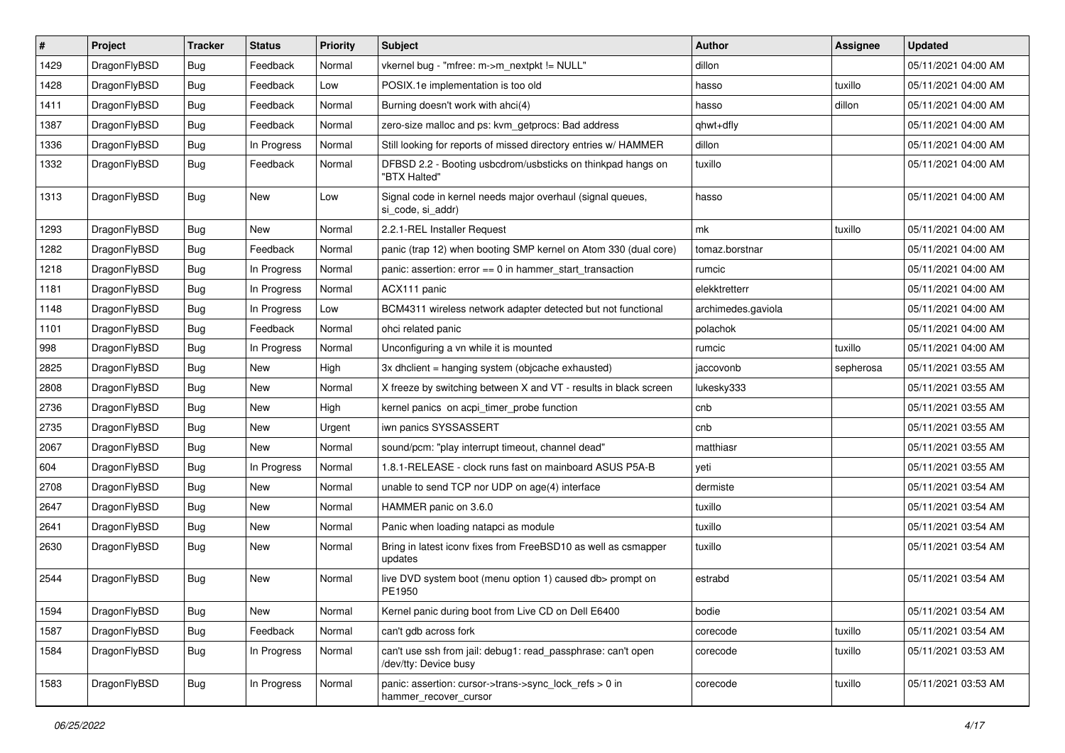| # | Project | Tracker | Status | Priority | Subject | Author | Assignee | Updated |
|---|---|---|---|---|---|---|---|---|
| 1429 | DragonFlyBSD | Bug | Feedback | Normal | vkernel bug - "mfree: m->m_nextpkt != NULL" | dillon | | 05/11/2021 04:00 AM |
| 1428 | DragonFlyBSD | Bug | Feedback | Low | POSIX.1e implementation is too old | hasso | tuxillo | 05/11/2021 04:00 AM |
| 1411 | DragonFlyBSD | Bug | Feedback | Normal | Burning doesn't work with ahci(4) | hasso | dillon | 05/11/2021 04:00 AM |
| 1387 | DragonFlyBSD | Bug | Feedback | Normal | zero-size malloc and ps: kvm_getprocs: Bad address | qhwt+dfly | | 05/11/2021 04:00 AM |
| 1336 | DragonFlyBSD | Bug | In Progress | Normal | Still looking for reports of missed directory entries w/ HAMMER | dillon | | 05/11/2021 04:00 AM |
| 1332 | DragonFlyBSD | Bug | Feedback | Normal | DFBSD 2.2 - Booting usbcdrom/usbsticks on thinkpad hangs on "BTX Halted" | tuxillo | | 05/11/2021 04:00 AM |
| 1313 | DragonFlyBSD | Bug | New | Low | Signal code in kernel needs major overhaul (signal queues, si_code, si_addr) | hasso | | 05/11/2021 04:00 AM |
| 1293 | DragonFlyBSD | Bug | New | Normal | 2.2.1-REL Installer Request | mk | tuxillo | 05/11/2021 04:00 AM |
| 1282 | DragonFlyBSD | Bug | Feedback | Normal | panic (trap 12) when booting SMP kernel on Atom 330 (dual core) | tomaz.borstnar | | 05/11/2021 04:00 AM |
| 1218 | DragonFlyBSD | Bug | In Progress | Normal | panic: assertion: error == 0 in hammer_start_transaction | rumcic | | 05/11/2021 04:00 AM |
| 1181 | DragonFlyBSD | Bug | In Progress | Normal | ACX111 panic | elekktretterr | | 05/11/2021 04:00 AM |
| 1148 | DragonFlyBSD | Bug | In Progress | Low | BCM4311 wireless network adapter detected but not functional | archimedes.gaviola | | 05/11/2021 04:00 AM |
| 1101 | DragonFlyBSD | Bug | Feedback | Normal | ohci related panic | polachok | | 05/11/2021 04:00 AM |
| 998 | DragonFlyBSD | Bug | In Progress | Normal | Unconfiguring a vn while it is mounted | rumcic | tuxillo | 05/11/2021 04:00 AM |
| 2825 | DragonFlyBSD | Bug | New | High | 3x dhclient = hanging system (objcache exhausted) | jaccovonb | sepherosa | 05/11/2021 03:55 AM |
| 2808 | DragonFlyBSD | Bug | New | Normal | X freeze by switching between X and VT - results in black screen | lukesky333 | | 05/11/2021 03:55 AM |
| 2736 | DragonFlyBSD | Bug | New | High | kernel panics on acpi_timer_probe function | cnb | | 05/11/2021 03:55 AM |
| 2735 | DragonFlyBSD | Bug | New | Urgent | iwn panics SYSSASSERT | cnb | | 05/11/2021 03:55 AM |
| 2067 | DragonFlyBSD | Bug | New | Normal | sound/pcm: "play interrupt timeout, channel dead" | matthiasr | | 05/11/2021 03:55 AM |
| 604 | DragonFlyBSD | Bug | In Progress | Normal | 1.8.1-RELEASE - clock runs fast on mainboard ASUS P5A-B | yeti | | 05/11/2021 03:55 AM |
| 2708 | DragonFlyBSD | Bug | New | Normal | unable to send TCP nor UDP on age(4) interface | dermiste | | 05/11/2021 03:54 AM |
| 2647 | DragonFlyBSD | Bug | New | Normal | HAMMER panic on 3.6.0 | tuxillo | | 05/11/2021 03:54 AM |
| 2641 | DragonFlyBSD | Bug | New | Normal | Panic when loading natapci as module | tuxillo | | 05/11/2021 03:54 AM |
| 2630 | DragonFlyBSD | Bug | New | Normal | Bring in latest iconv fixes from FreeBSD10 as well as csmapper updates | tuxillo | | 05/11/2021 03:54 AM |
| 2544 | DragonFlyBSD | Bug | New | Normal | live DVD system boot (menu option 1) caused db> prompt on PE1950 | estrabd | | 05/11/2021 03:54 AM |
| 1594 | DragonFlyBSD | Bug | New | Normal | Kernel panic during boot from Live CD on Dell E6400 | bodie | | 05/11/2021 03:54 AM |
| 1587 | DragonFlyBSD | Bug | Feedback | Normal | can't gdb across fork | corecode | tuxillo | 05/11/2021 03:54 AM |
| 1584 | DragonFlyBSD | Bug | In Progress | Normal | can't use ssh from jail: debug1: read_passphrase: can't open /dev/tty: Device busy | corecode | tuxillo | 05/11/2021 03:53 AM |
| 1583 | DragonFlyBSD | Bug | In Progress | Normal | panic: assertion: cursor->trans->sync_lock_refs > 0 in hammer_recover_cursor | corecode | tuxillo | 05/11/2021 03:53 AM |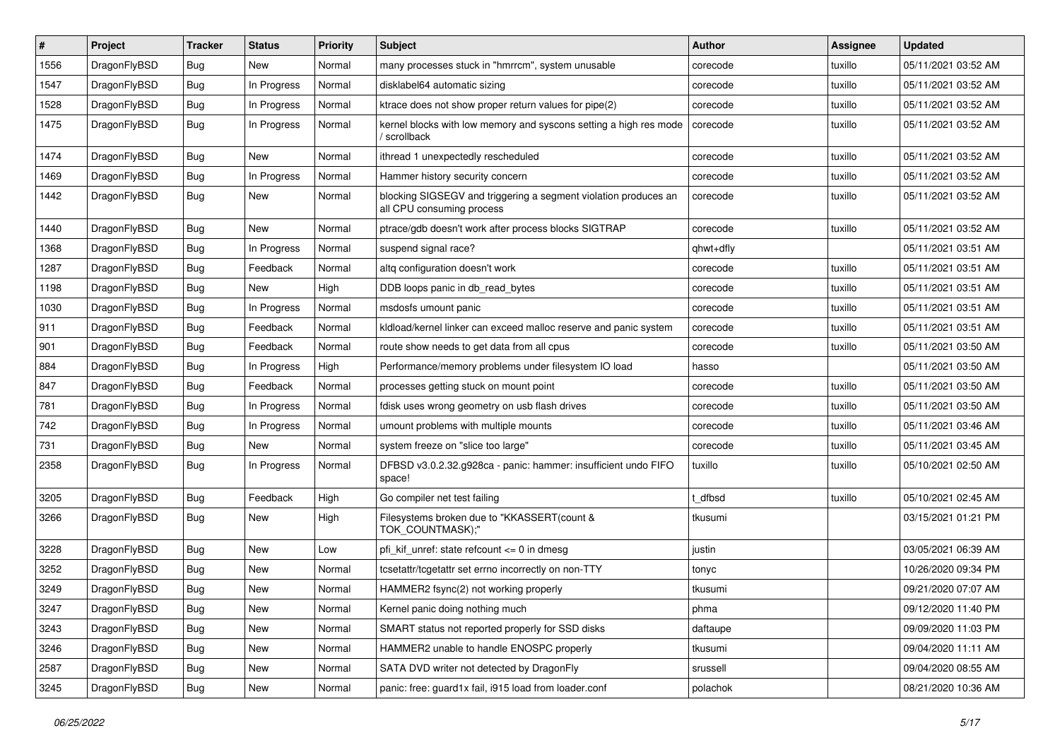| # | Project | Tracker | Status | Priority | Subject | Author | Assignee | Updated |
|---|---|---|---|---|---|---|---|---|
| 1556 | DragonFlyBSD | Bug | New | Normal | many processes stuck in "hmrrcm", system unusable | corecode | tuxillo | 05/11/2021 03:52 AM |
| 1547 | DragonFlyBSD | Bug | In Progress | Normal | disklabel64 automatic sizing | corecode | tuxillo | 05/11/2021 03:52 AM |
| 1528 | DragonFlyBSD | Bug | In Progress | Normal | ktrace does not show proper return values for pipe(2) | corecode | tuxillo | 05/11/2021 03:52 AM |
| 1475 | DragonFlyBSD | Bug | In Progress | Normal | kernel blocks with low memory and syscons setting a high res mode / scrollback | corecode | tuxillo | 05/11/2021 03:52 AM |
| 1474 | DragonFlyBSD | Bug | New | Normal | ithread 1 unexpectedly rescheduled | corecode | tuxillo | 05/11/2021 03:52 AM |
| 1469 | DragonFlyBSD | Bug | In Progress | Normal | Hammer history security concern | corecode | tuxillo | 05/11/2021 03:52 AM |
| 1442 | DragonFlyBSD | Bug | New | Normal | blocking SIGSEGV and triggering a segment violation produces an all CPU consuming process | corecode | tuxillo | 05/11/2021 03:52 AM |
| 1440 | DragonFlyBSD | Bug | New | Normal | ptrace/gdb doesn't work after process blocks SIGTRAP | corecode | tuxillo | 05/11/2021 03:52 AM |
| 1368 | DragonFlyBSD | Bug | In Progress | Normal | suspend signal race? | qhwt+dfly | | 05/11/2021 03:51 AM |
| 1287 | DragonFlyBSD | Bug | Feedback | Normal | altq configuration doesn't work | corecode | tuxillo | 05/11/2021 03:51 AM |
| 1198 | DragonFlyBSD | Bug | New | High | DDB loops panic in db_read_bytes | corecode | tuxillo | 05/11/2021 03:51 AM |
| 1030 | DragonFlyBSD | Bug | In Progress | Normal | msdosfs umount panic | corecode | tuxillo | 05/11/2021 03:51 AM |
| 911 | DragonFlyBSD | Bug | Feedback | Normal | kldload/kernel linker can exceed malloc reserve and panic system | corecode | tuxillo | 05/11/2021 03:51 AM |
| 901 | DragonFlyBSD | Bug | Feedback | Normal | route show needs to get data from all cpus | corecode | tuxillo | 05/11/2021 03:50 AM |
| 884 | DragonFlyBSD | Bug | In Progress | High | Performance/memory problems under filesystem IO load | hasso | | 05/11/2021 03:50 AM |
| 847 | DragonFlyBSD | Bug | Feedback | Normal | processes getting stuck on mount point | corecode | tuxillo | 05/11/2021 03:50 AM |
| 781 | DragonFlyBSD | Bug | In Progress | Normal | fdisk uses wrong geometry on usb flash drives | corecode | tuxillo | 05/11/2021 03:50 AM |
| 742 | DragonFlyBSD | Bug | In Progress | Normal | umount problems with multiple mounts | corecode | tuxillo | 05/11/2021 03:46 AM |
| 731 | DragonFlyBSD | Bug | New | Normal | system freeze on "slice too large" | corecode | tuxillo | 05/11/2021 03:45 AM |
| 2358 | DragonFlyBSD | Bug | In Progress | Normal | DFBSD v3.0.2.32.g928ca - panic: hammer: insufficient undo FIFO space! | tuxillo | tuxillo | 05/10/2021 02:50 AM |
| 3205 | DragonFlyBSD | Bug | Feedback | High | Go compiler net test failing | t_dfbsd | tuxillo | 05/10/2021 02:45 AM |
| 3266 | DragonFlyBSD | Bug | New | High | Filesystems broken due to "KKASSERT(count & TOK_COUNTMASK);" | tkusumi | | 03/15/2021 01:21 PM |
| 3228 | DragonFlyBSD | Bug | New | Low | pfi_kif_unref: state refcount <= 0 in dmesg | justin | | 03/05/2021 06:39 AM |
| 3252 | DragonFlyBSD | Bug | New | Normal | tcsetattr/tcgetattr set errno incorrectly on non-TTY | tonyc | | 10/26/2020 09:34 PM |
| 3249 | DragonFlyBSD | Bug | New | Normal | HAMMER2 fsync(2) not working properly | tkusumi | | 09/21/2020 07:07 AM |
| 3247 | DragonFlyBSD | Bug | New | Normal | Kernel panic doing nothing much | phma | | 09/12/2020 11:40 PM |
| 3243 | DragonFlyBSD | Bug | New | Normal | SMART status not reported properly for SSD disks | daftaupe | | 09/09/2020 11:03 PM |
| 3246 | DragonFlyBSD | Bug | New | Normal | HAMMER2 unable to handle ENOSPC properly | tkusumi | | 09/04/2020 11:11 AM |
| 2587 | DragonFlyBSD | Bug | New | Normal | SATA DVD writer not detected by DragonFly | srussell | | 09/04/2020 08:55 AM |
| 3245 | DragonFlyBSD | Bug | New | Normal | panic: free: guard1x fail, i915 load from loader.conf | polachok | | 08/21/2020 10:36 AM |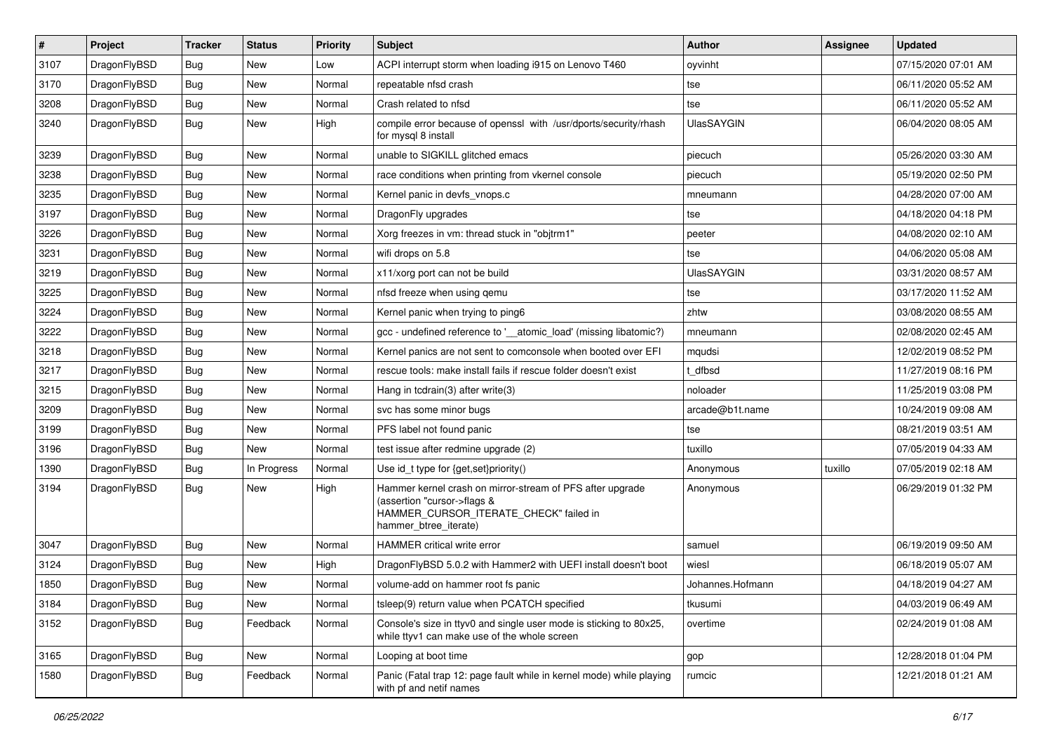| # | Project | Tracker | Status | Priority | Subject | Author | Assignee | Updated |
| --- | --- | --- | --- | --- | --- | --- | --- | --- |
| 3107 | DragonFlyBSD | Bug | New | Low | ACPI interrupt storm when loading i915 on Lenovo T460 | oyvinht | | 07/15/2020 07:01 AM |
| 3170 | DragonFlyBSD | Bug | New | Normal | repeatable nfsd crash | tse | | 06/11/2020 05:52 AM |
| 3208 | DragonFlyBSD | Bug | New | Normal | Crash related to nfsd | tse | | 06/11/2020 05:52 AM |
| 3240 | DragonFlyBSD | Bug | New | High | compile error because of openssl with /usr/dports/security/rhash for mysql 8 install | UlasSAYGIN | | 06/04/2020 08:05 AM |
| 3239 | DragonFlyBSD | Bug | New | Normal | unable to SIGKILL glitched emacs | piecuch | | 05/26/2020 03:30 AM |
| 3238 | DragonFlyBSD | Bug | New | Normal | race conditions when printing from vkernel console | piecuch | | 05/19/2020 02:50 PM |
| 3235 | DragonFlyBSD | Bug | New | Normal | Kernel panic in devfs_vnops.c | mneumann | | 04/28/2020 07:00 AM |
| 3197 | DragonFlyBSD | Bug | New | Normal | DragonFly upgrades | tse | | 04/18/2020 04:18 PM |
| 3226 | DragonFlyBSD | Bug | New | Normal | Xorg freezes in vm: thread stuck in "objtrm1" | peeter | | 04/08/2020 02:10 AM |
| 3231 | DragonFlyBSD | Bug | New | Normal | wifi drops on 5.8 | tse | | 04/06/2020 05:08 AM |
| 3219 | DragonFlyBSD | Bug | New | Normal | x11/xorg port can not be build | UlasSAYGIN | | 03/31/2020 08:57 AM |
| 3225 | DragonFlyBSD | Bug | New | Normal | nfsd freeze when using qemu | tse | | 03/17/2020 11:52 AM |
| 3224 | DragonFlyBSD | Bug | New | Normal | Kernel panic when trying to ping6 | zhtw | | 03/08/2020 08:55 AM |
| 3222 | DragonFlyBSD | Bug | New | Normal | gcc - undefined reference to '__atomic_load' (missing libatomic?) | mneumann | | 02/08/2020 02:45 AM |
| 3218 | DragonFlyBSD | Bug | New | Normal | Kernel panics are not sent to comconsole when booted over EFI | mqudsi | | 12/02/2019 08:52 PM |
| 3217 | DragonFlyBSD | Bug | New | Normal | rescue tools: make install fails if rescue folder doesn't exist | t_dfbsd | | 11/27/2019 08:16 PM |
| 3215 | DragonFlyBSD | Bug | New | Normal | Hang in tcdrain(3) after write(3) | noloader | | 11/25/2019 03:08 PM |
| 3209 | DragonFlyBSD | Bug | New | Normal | svc has some minor bugs | arcade@b1t.name | | 10/24/2019 09:08 AM |
| 3199 | DragonFlyBSD | Bug | New | Normal | PFS label not found panic | tse | | 08/21/2019 03:51 AM |
| 3196 | DragonFlyBSD | Bug | New | Normal | test issue after redmine upgrade (2) | tuxillo | | 07/05/2019 04:33 AM |
| 1390 | DragonFlyBSD | Bug | In Progress | Normal | Use id_t type for {get,set}priority() | Anonymous | tuxillo | 07/05/2019 02:18 AM |
| 3194 | DragonFlyBSD | Bug | New | High | Hammer kernel crash on mirror-stream of PFS after upgrade (assertion "cursor->flags & HAMMER_CURSOR_ITERATE_CHECK" failed in hammer_btree_iterate) | Anonymous | | 06/29/2019 01:32 PM |
| 3047 | DragonFlyBSD | Bug | New | Normal | HAMMER critical write error | samuel | | 06/19/2019 09:50 AM |
| 3124 | DragonFlyBSD | Bug | New | High | DragonFlyBSD 5.0.2 with Hammer2 with UEFI install doesn't boot | wiesl | | 06/18/2019 05:07 AM |
| 1850 | DragonFlyBSD | Bug | New | Normal | volume-add on hammer root fs panic | Johannes.Hofmann | | 04/18/2019 04:27 AM |
| 3184 | DragonFlyBSD | Bug | New | Normal | tsleep(9) return value when PCATCH specified | tkusumi | | 04/03/2019 06:49 AM |
| 3152 | DragonFlyBSD | Bug | Feedback | Normal | Console's size in ttyv0 and single user mode is sticking to 80x25, while ttyv1 can make use of the whole screen | overtime | | 02/24/2019 01:08 AM |
| 3165 | DragonFlyBSD | Bug | New | Normal | Looping at boot time | gop | | 12/28/2018 01:04 PM |
| 1580 | DragonFlyBSD | Bug | Feedback | Normal | Panic (Fatal trap 12: page fault while in kernel mode) while playing with pf and netif names | rumcic | | 12/21/2018 01:21 AM |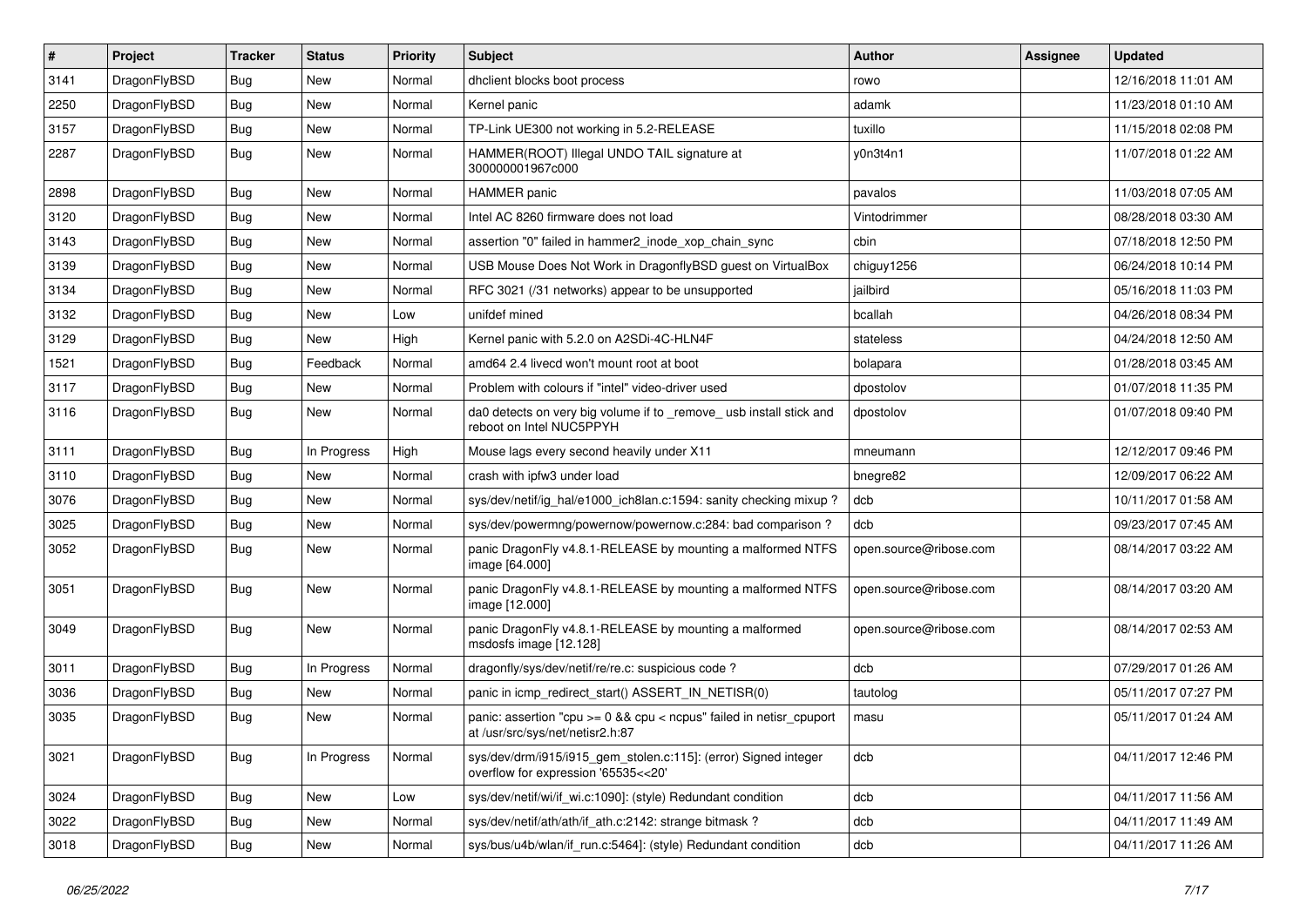| # | Project | Tracker | Status | Priority | Subject | Author | Assignee | Updated |
|---|---|---|---|---|---|---|---|---|
| 3141 | DragonFlyBSD | Bug | New | Normal | dhclient blocks boot process | rowo | | 12/16/2018 11:01 AM |
| 2250 | DragonFlyBSD | Bug | New | Normal | Kernel panic | adamk | | 11/23/2018 01:10 AM |
| 3157 | DragonFlyBSD | Bug | New | Normal | TP-Link UE300 not working in 5.2-RELEASE | tuxillo | | 11/15/2018 02:08 PM |
| 2287 | DragonFlyBSD | Bug | New | Normal | HAMMER(ROOT) Illegal UNDO TAIL signature at 300000001967c000 | y0n3t4n1 | | 11/07/2018 01:22 AM |
| 2898 | DragonFlyBSD | Bug | New | Normal | HAMMER panic | pavalos | | 11/03/2018 07:05 AM |
| 3120 | DragonFlyBSD | Bug | New | Normal | Intel AC 8260 firmware does not load | Vintodrimmer | | 08/28/2018 03:30 AM |
| 3143 | DragonFlyBSD | Bug | New | Normal | assertion "0" failed in hammer2_inode_xop_chain_sync | cbin | | 07/18/2018 12:50 PM |
| 3139 | DragonFlyBSD | Bug | New | Normal | USB Mouse Does Not Work in DragonflyBSD guest on VirtualBox | chiguy1256 | | 06/24/2018 10:14 PM |
| 3134 | DragonFlyBSD | Bug | New | Normal | RFC 3021 (/31 networks) appear to be unsupported | jailbird | | 05/16/2018 11:03 PM |
| 3132 | DragonFlyBSD | Bug | New | Low | unifdef mined | bcallah | | 04/26/2018 08:34 PM |
| 3129 | DragonFlyBSD | Bug | New | High | Kernel panic with 5.2.0 on A2SDi-4C-HLN4F | stateless | | 04/24/2018 12:50 AM |
| 1521 | DragonFlyBSD | Bug | Feedback | Normal | amd64 2.4 livecd won't mount root at boot | bolapara | | 01/28/2018 03:45 AM |
| 3117 | DragonFlyBSD | Bug | New | Normal | Problem with colours if "intel" video-driver used | dpostolov | | 01/07/2018 11:35 PM |
| 3116 | DragonFlyBSD | Bug | New | Normal | da0 detects on very big volume if to _remove_ usb install stick and reboot on Intel NUC5PPYH | dpostolov | | 01/07/2018 09:40 PM |
| 3111 | DragonFlyBSD | Bug | In Progress | High | Mouse lags every second heavily under X11 | mneumann | | 12/12/2017 09:46 PM |
| 3110 | DragonFlyBSD | Bug | New | Normal | crash with ipfw3 under load | bnegre82 | | 12/09/2017 06:22 AM |
| 3076 | DragonFlyBSD | Bug | New | Normal | sys/dev/netif/ig_hal/e1000_ich8lan.c:1594: sanity checking mixup ? | dcb | | 10/11/2017 01:58 AM |
| 3025 | DragonFlyBSD | Bug | New | Normal | sys/dev/powermng/powernow/powernow.c:284: bad comparison ? | dcb | | 09/23/2017 07:45 AM |
| 3052 | DragonFlyBSD | Bug | New | Normal | panic DragonFly v4.8.1-RELEASE by mounting a malformed NTFS image [64.000] | open.source@ribose.com | | 08/14/2017 03:22 AM |
| 3051 | DragonFlyBSD | Bug | New | Normal | panic DragonFly v4.8.1-RELEASE by mounting a malformed NTFS image [12.000] | open.source@ribose.com | | 08/14/2017 03:20 AM |
| 3049 | DragonFlyBSD | Bug | New | Normal | panic DragonFly v4.8.1-RELEASE by mounting a malformed msdosfs image [12.128] | open.source@ribose.com | | 08/14/2017 02:53 AM |
| 3011 | DragonFlyBSD | Bug | In Progress | Normal | dragonfly/sys/dev/netif/re/re.c: suspicious code ? | dcb | | 07/29/2017 01:26 AM |
| 3036 | DragonFlyBSD | Bug | New | Normal | panic in icmp_redirect_start() ASSERT_IN_NETISR(0) | tautolog | | 05/11/2017 07:27 PM |
| 3035 | DragonFlyBSD | Bug | New | Normal | panic: assertion "cpu >= 0 && cpu < ncpus" failed in netisr_cpuport at /usr/src/sys/net/netisr2.h:87 | masu | | 05/11/2017 01:24 AM |
| 3021 | DragonFlyBSD | Bug | In Progress | Normal | sys/dev/drm/i915/i915_gem_stolen.c:115]: (error) Signed integer overflow for expression '65535<<20' | dcb | | 04/11/2017 12:46 PM |
| 3024 | DragonFlyBSD | Bug | New | Low | sys/dev/netif/wi/if_wi.c:1090]: (style) Redundant condition | dcb | | 04/11/2017 11:56 AM |
| 3022 | DragonFlyBSD | Bug | New | Normal | sys/dev/netif/ath/ath/if_ath.c:2142: strange bitmask ? | dcb | | 04/11/2017 11:49 AM |
| 3018 | DragonFlyBSD | Bug | New | Normal | sys/bus/u4b/wlan/if_run.c:5464]: (style) Redundant condition | dcb | | 04/11/2017 11:26 AM |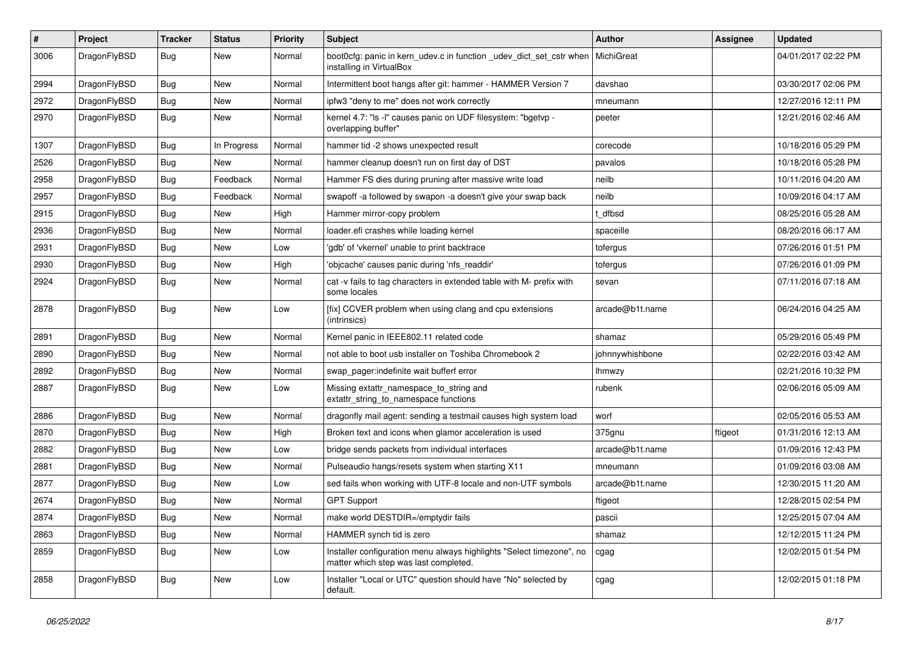| # | Project | Tracker | Status | Priority | Subject | Author | Assignee | Updated |
|---|---|---|---|---|---|---|---|---|
| 3006 | DragonFlyBSD | Bug | New | Normal | boot0cfg: panic in kern_udev.c in function _udev_dict_set_cstr when installing in VirtualBox | MichiGreat | | 04/01/2017 02:22 PM |
| 2994 | DragonFlyBSD | Bug | New | Normal | Intermittent boot hangs after git: hammer - HAMMER Version 7 | davshao | | 03/30/2017 02:06 PM |
| 2972 | DragonFlyBSD | Bug | New | Normal | ipfw3 "deny to me" does not work correctly | mneumann | | 12/27/2016 12:11 PM |
| 2970 | DragonFlyBSD | Bug | New | Normal | kernel 4.7: "ls -l" causes panic on UDF filesystem: "bgetvp - overlapping buffer" | peeter | | 12/21/2016 02:46 AM |
| 1307 | DragonFlyBSD | Bug | In Progress | Normal | hammer tid -2 shows unexpected result | corecode | | 10/18/2016 05:29 PM |
| 2526 | DragonFlyBSD | Bug | New | Normal | hammer cleanup doesn't run on first day of DST | pavalos | | 10/18/2016 05:28 PM |
| 2958 | DragonFlyBSD | Bug | Feedback | Normal | Hammer FS dies during pruning after massive write load | neilb | | 10/11/2016 04:20 AM |
| 2957 | DragonFlyBSD | Bug | Feedback | Normal | swapoff -a followed by swapon -a doesn't give your swap back | neilb | | 10/09/2016 04:17 AM |
| 2915 | DragonFlyBSD | Bug | New | High | Hammer mirror-copy problem | t_dfbsd | | 08/25/2016 05:28 AM |
| 2936 | DragonFlyBSD | Bug | New | Normal | loader.efi crashes while loading kernel | spaceille | | 08/20/2016 06:17 AM |
| 2931 | DragonFlyBSD | Bug | New | Low | 'gdb' of 'vkernel' unable to print backtrace | tofergus | | 07/26/2016 01:51 PM |
| 2930 | DragonFlyBSD | Bug | New | High | 'objcache' causes panic during 'nfs_readdir' | tofergus | | 07/26/2016 01:09 PM |
| 2924 | DragonFlyBSD | Bug | New | Normal | cat -v fails to tag characters in extended table with M- prefix with some locales | sevan | | 07/11/2016 07:18 AM |
| 2878 | DragonFlyBSD | Bug | New | Low | [fix] CCVER problem when using clang and cpu extensions (intrinsics) | arcade@b1t.name | | 06/24/2016 04:25 AM |
| 2891 | DragonFlyBSD | Bug | New | Normal | Kernel panic in IEEE802.11 related code | shamaz | | 05/29/2016 05:49 PM |
| 2890 | DragonFlyBSD | Bug | New | Normal | not able to boot usb installer on Toshiba Chromebook 2 | johnnywhishbone | | 02/22/2016 03:42 AM |
| 2892 | DragonFlyBSD | Bug | New | Normal | swap_pager:indefinite wait bufferf error | lhmwzy | | 02/21/2016 10:32 PM |
| 2887 | DragonFlyBSD | Bug | New | Low | Missing extattr_namespace_to_string and extattr_string_to_namespace functions | rubenk | | 02/06/2016 05:09 AM |
| 2886 | DragonFlyBSD | Bug | New | Normal | dragonfly mail agent: sending a testmail causes high system load | worf | | 02/05/2016 05:53 AM |
| 2870 | DragonFlyBSD | Bug | New | High | Broken text and icons when glamor acceleration is used | 375gnu | ftigeot | 01/31/2016 12:13 AM |
| 2882 | DragonFlyBSD | Bug | New | Low | bridge sends packets from individual interfaces | arcade@b1t.name | | 01/09/2016 12:43 PM |
| 2881 | DragonFlyBSD | Bug | New | Normal | Pulseaudio hangs/resets system when starting X11 | mneumann | | 01/09/2016 03:08 AM |
| 2877 | DragonFlyBSD | Bug | New | Low | sed fails when working with UTF-8 locale and non-UTF symbols | arcade@b1t.name | | 12/30/2015 11:20 AM |
| 2674 | DragonFlyBSD | Bug | New | Normal | GPT Support | ftigeot | | 12/28/2015 02:54 PM |
| 2874 | DragonFlyBSD | Bug | New | Normal | make world DESTDIR=/emptydir fails | pascii | | 12/25/2015 07:04 AM |
| 2863 | DragonFlyBSD | Bug | New | Normal | HAMMER synch tid is zero | shamaz | | 12/12/2015 11:24 PM |
| 2859 | DragonFlyBSD | Bug | New | Low | Installer configuration menu always highlights "Select timezone", no matter which step was last completed. | cgag | | 12/02/2015 01:54 PM |
| 2858 | DragonFlyBSD | Bug | New | Low | Installer "Local or UTC" question should have "No" selected by default. | cgag | | 12/02/2015 01:18 PM |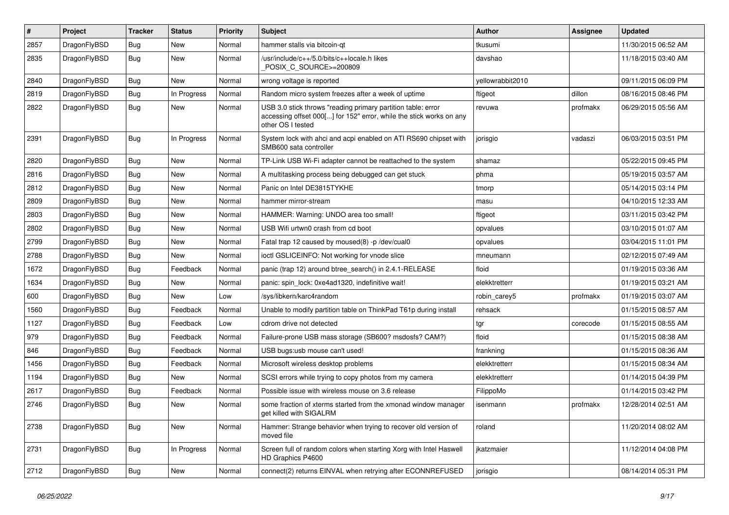| # | Project | Tracker | Status | Priority | Subject | Author | Assignee | Updated |
|---|---|---|---|---|---|---|---|---|
| 2857 | DragonFlyBSD | Bug | New | Normal | hammer stalls via bitcoin-qt | tkusumi | | 11/30/2015 06:52 AM |
| 2835 | DragonFlyBSD | Bug | New | Normal | /usr/include/c++/5.0/bits/c++locale.h likes _POSIX_C_SOURCE>=200809 | davshao | | 11/18/2015 03:40 AM |
| 2840 | DragonFlyBSD | Bug | New | Normal | wrong voltage is reported | yellowrabbit2010 | | 09/11/2015 06:09 PM |
| 2819 | DragonFlyBSD | Bug | In Progress | Normal | Random micro system freezes after a week of uptime | ftigeot | dillon | 08/16/2015 08:46 PM |
| 2822 | DragonFlyBSD | Bug | New | Normal | USB 3.0 stick throws "reading primary partition table: error accessing offset 000[...] for 152" error, while the stick works on any other OS I tested | revuwa | profmakx | 06/29/2015 05:56 AM |
| 2391 | DragonFlyBSD | Bug | In Progress | Normal | System lock with ahci and acpi enabled on ATI RS690 chipset with SMB600 sata controller | jorisgio | vadaszi | 06/03/2015 03:51 PM |
| 2820 | DragonFlyBSD | Bug | New | Normal | TP-Link USB Wi-Fi adapter cannot be reattached to the system | shamaz | | 05/22/2015 09:45 PM |
| 2816 | DragonFlyBSD | Bug | New | Normal | A multitasking process being debugged can get stuck | phma | | 05/19/2015 03:57 AM |
| 2812 | DragonFlyBSD | Bug | New | Normal | Panic on Intel DE3815TYKHE | tmorp | | 05/14/2015 03:14 PM |
| 2809 | DragonFlyBSD | Bug | New | Normal | hammer mirror-stream | masu | | 04/10/2015 12:33 AM |
| 2803 | DragonFlyBSD | Bug | New | Normal | HAMMER: Warning: UNDO area too small! | ftigeot | | 03/11/2015 03:42 PM |
| 2802 | DragonFlyBSD | Bug | New | Normal | USB Wifi urtwn0 crash from cd boot | opvalues | | 03/10/2015 01:07 AM |
| 2799 | DragonFlyBSD | Bug | New | Normal | Fatal trap 12 caused by moused(8) -p /dev/cual0 | opvalues | | 03/04/2015 11:01 PM |
| 2788 | DragonFlyBSD | Bug | New | Normal | ioctl GSLICEINFO: Not working for vnode slice | mneumann | | 02/12/2015 07:49 AM |
| 1672 | DragonFlyBSD | Bug | Feedback | Normal | panic (trap 12) around btree_search() in 2.4.1-RELEASE | floid | | 01/19/2015 03:36 AM |
| 1634 | DragonFlyBSD | Bug | New | Normal | panic: spin_lock: 0xe4ad1320, indefinitive wait! | elekktretterr | | 01/19/2015 03:21 AM |
| 600 | DragonFlyBSD | Bug | New | Low | /sys/libkern/karc4random | robin_carey5 | profmakx | 01/19/2015 03:07 AM |
| 1560 | DragonFlyBSD | Bug | Feedback | Normal | Unable to modify partition table on ThinkPad T61p during install | rehsack | | 01/15/2015 08:57 AM |
| 1127 | DragonFlyBSD | Bug | Feedback | Low | cdrom drive not detected | tgr | corecode | 01/15/2015 08:55 AM |
| 979 | DragonFlyBSD | Bug | Feedback | Normal | Failure-prone USB mass storage (SB600? msdosfs? CAM?) | floid | | 01/15/2015 08:38 AM |
| 846 | DragonFlyBSD | Bug | Feedback | Normal | USB bugs:usb mouse can't used! | frankning | | 01/15/2015 08:36 AM |
| 1456 | DragonFlyBSD | Bug | Feedback | Normal | Microsoft wireless desktop problems | elekktretterr | | 01/15/2015 08:34 AM |
| 1194 | DragonFlyBSD | Bug | New | Normal | SCSI errors while trying to copy photos from my camera | elekktretterr | | 01/14/2015 04:39 PM |
| 2617 | DragonFlyBSD | Bug | Feedback | Normal | Possible issue with wireless mouse on 3.6 release | FilippoMo | | 01/14/2015 03:42 PM |
| 2746 | DragonFlyBSD | Bug | New | Normal | some fraction of xterms started from the xmonad window manager get killed with SIGALRM | isenmann | profmakx | 12/28/2014 02:51 AM |
| 2738 | DragonFlyBSD | Bug | New | Normal | Hammer: Strange behavior when trying to recover old version of moved file | roland | | 11/20/2014 08:02 AM |
| 2731 | DragonFlyBSD | Bug | In Progress | Normal | Screen full of random colors when starting Xorg with Intel Haswell HD Graphics P4600 | jkatzmaier | | 11/12/2014 04:08 PM |
| 2712 | DragonFlyBSD | Bug | New | Normal | connect(2) returns EINVAL when retrying after ECONNREFUSED | jorisgio | | 08/14/2014 05:31 PM |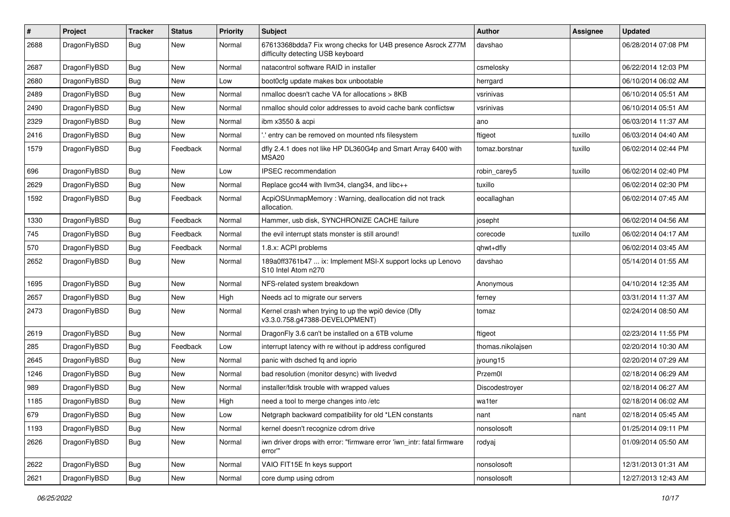| # | Project | Tracker | Status | Priority | Subject | Author | Assignee | Updated |
|---|---|---|---|---|---|---|---|---|
| 2688 | DragonFlyBSD | Bug | New | Normal | 67613368bdda7 Fix wrong checks for U4B presence Asrock Z77M difficulty detecting USB keyboard | davshao | | 06/28/2014 07:08 PM |
| 2687 | DragonFlyBSD | Bug | New | Normal | natacontrol software RAID in installer | csmelosky | | 06/22/2014 12:03 PM |
| 2680 | DragonFlyBSD | Bug | New | Low | boot0cfg update makes box unbootable | herrgard | | 06/10/2014 06:02 AM |
| 2489 | DragonFlyBSD | Bug | New | Normal | nmalloc doesn't cache VA for allocations > 8KB | vsrinivas | | 06/10/2014 05:51 AM |
| 2490 | DragonFlyBSD | Bug | New | Normal | nmalloc should color addresses to avoid cache bank conflictsw | vsrinivas | | 06/10/2014 05:51 AM |
| 2329 | DragonFlyBSD | Bug | New | Normal | ibm x3550 & acpi | ano | | 06/03/2014 11:37 AM |
| 2416 | DragonFlyBSD | Bug | New | Normal | '.' entry can be removed on mounted nfs filesystem | ftigeot | tuxillo | 06/03/2014 04:40 AM |
| 1579 | DragonFlyBSD | Bug | Feedback | Normal | dfly 2.4.1 does not like HP DL360G4p and Smart Array 6400 with MSA20 | tomaz.borstnar | tuxillo | 06/02/2014 02:44 PM |
| 696 | DragonFlyBSD | Bug | New | Low | IPSEC recommendation | robin_carey5 | tuxillo | 06/02/2014 02:40 PM |
| 2629 | DragonFlyBSD | Bug | New | Normal | Replace gcc44 with llvm34, clang34, and libc++ | tuxillo | | 06/02/2014 02:30 PM |
| 1592 | DragonFlyBSD | Bug | Feedback | Normal | AcpiOSUnmapMemory : Warning, deallocation did not track allocation. | eocallaghan | | 06/02/2014 07:45 AM |
| 1330 | DragonFlyBSD | Bug | Feedback | Normal | Hammer, usb disk, SYNCHRONIZE CACHE failure | josepht | | 06/02/2014 04:56 AM |
| 745 | DragonFlyBSD | Bug | Feedback | Normal | the evil interrupt stats monster is still around! | corecode | tuxillo | 06/02/2014 04:17 AM |
| 570 | DragonFlyBSD | Bug | Feedback | Normal | 1.8.x: ACPI problems | qhwt+dfly | | 06/02/2014 03:45 AM |
| 2652 | DragonFlyBSD | Bug | New | Normal | 189a0ff3761b47 ... ix: Implement MSI-X support locks up Lenovo S10 Intel Atom n270 | davshao | | 05/14/2014 01:55 AM |
| 1695 | DragonFlyBSD | Bug | New | Normal | NFS-related system breakdown | Anonymous | | 04/10/2014 12:35 AM |
| 2657 | DragonFlyBSD | Bug | New | High | Needs acl to migrate our servers | ferney | | 03/31/2014 11:37 AM |
| 2473 | DragonFlyBSD | Bug | New | Normal | Kernel crash when trying to up the wpi0 device (Dfly v3.3.0.758.g47388-DEVELOPMENT) | tomaz | | 02/24/2014 08:50 AM |
| 2619 | DragonFlyBSD | Bug | New | Normal | DragonFly 3.6 can't be installed on a 6TB volume | ftigeot | | 02/23/2014 11:55 PM |
| 285 | DragonFlyBSD | Bug | Feedback | Low | interrupt latency with re without ip address configured | thomas.nikolajsen | | 02/20/2014 10:30 AM |
| 2645 | DragonFlyBSD | Bug | New | Normal | panic with dsched fq and ioprio | jyoung15 | | 02/20/2014 07:29 AM |
| 1246 | DragonFlyBSD | Bug | New | Normal | bad resolution (monitor desync) with livedvd | Przem0l | | 02/18/2014 06:29 AM |
| 989 | DragonFlyBSD | Bug | New | Normal | installer/fdisk trouble with wrapped values | Discodestroyer | | 02/18/2014 06:27 AM |
| 1185 | DragonFlyBSD | Bug | New | High | need a tool to merge changes into /etc | wa1ter | | 02/18/2014 06:02 AM |
| 679 | DragonFlyBSD | Bug | New | Low | Netgraph backward compatibility for old *LEN constants | nant | nant | 02/18/2014 05:45 AM |
| 1193 | DragonFlyBSD | Bug | New | Normal | kernel doesn't recognize cdrom drive | nonsolosoft | | 01/25/2014 09:11 PM |
| 2626 | DragonFlyBSD | Bug | New | Normal | iwn driver drops with error: "firmware error 'iwn_intr: fatal firmware error'" | rodyaj | | 01/09/2014 05:50 AM |
| 2622 | DragonFlyBSD | Bug | New | Normal | VAIO FIT15E fn keys support | nonsolosoft | | 12/31/2013 01:31 AM |
| 2621 | DragonFlyBSD | Bug | New | Normal | core dump using cdrom | nonsolosoft | | 12/27/2013 12:43 AM |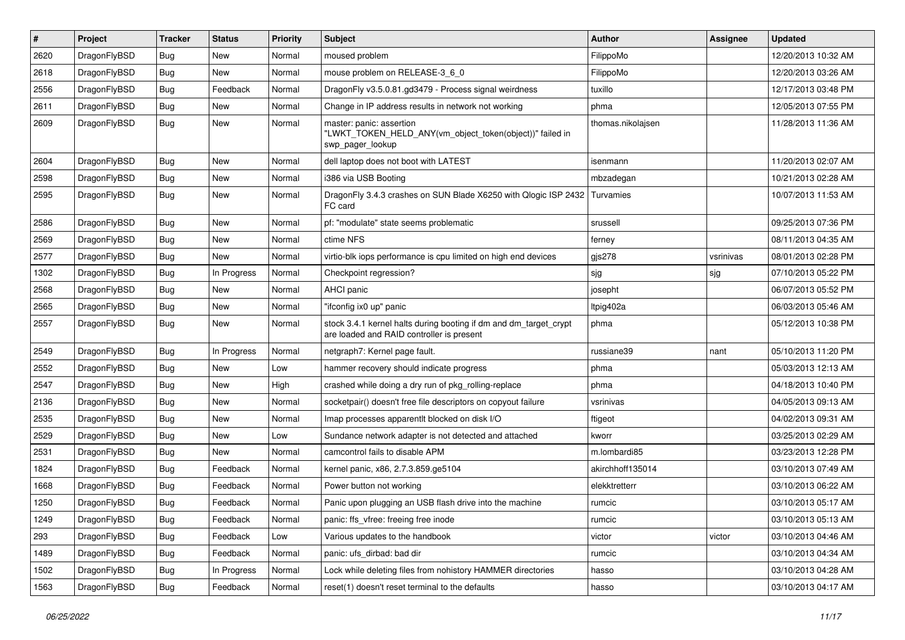| # | Project | Tracker | Status | Priority | Subject | Author | Assignee | Updated |
|---|---|---|---|---|---|---|---|---|
| 2620 | DragonFlyBSD | Bug | New | Normal | moused problem | FilippoMo | | 12/20/2013 10:32 AM |
| 2618 | DragonFlyBSD | Bug | New | Normal | mouse problem on RELEASE-3_6_0 | FilippoMo | | 12/20/2013 03:26 AM |
| 2556 | DragonFlyBSD | Bug | Feedback | Normal | DragonFly v3.5.0.81.gd3479 - Process signal weirdness | tuxillo | | 12/17/2013 03:48 PM |
| 2611 | DragonFlyBSD | Bug | New | Normal | Change in IP address results in network not working | phma | | 12/05/2013 07:55 PM |
| 2609 | DragonFlyBSD | Bug | New | Normal | master: panic: assertion "LWKT_TOKEN_HELD_ANY(vm_object_token(object))" failed in swp_pager_lookup | thomas.nikolajsen | | 11/28/2013 11:36 AM |
| 2604 | DragonFlyBSD | Bug | New | Normal | dell laptop does not boot with LATEST | isenmann | | 11/20/2013 02:07 AM |
| 2598 | DragonFlyBSD | Bug | New | Normal | i386 via USB Booting | mbzadegan | | 10/21/2013 02:28 AM |
| 2595 | DragonFlyBSD | Bug | New | Normal | DragonFly 3.4.3 crashes on SUN Blade X6250 with Qlogic ISP 2432 FC card | Turvamies | | 10/07/2013 11:53 AM |
| 2586 | DragonFlyBSD | Bug | New | Normal | pf: "modulate" state seems problematic | srussell | | 09/25/2013 07:36 PM |
| 2569 | DragonFlyBSD | Bug | New | Normal | ctime NFS | ferney | | 08/11/2013 04:35 AM |
| 2577 | DragonFlyBSD | Bug | New | Normal | virtio-blk iops performance is cpu limited on high end devices | gjs278 | vsrinivas | 08/01/2013 02:28 PM |
| 1302 | DragonFlyBSD | Bug | In Progress | Normal | Checkpoint regression? | sjg | sjg | 07/10/2013 05:22 PM |
| 2568 | DragonFlyBSD | Bug | New | Normal | AHCI panic | josepht | | 06/07/2013 05:52 PM |
| 2565 | DragonFlyBSD | Bug | New | Normal | "ifconfig ix0 up" panic | ltpig402a | | 06/03/2013 05:46 AM |
| 2557 | DragonFlyBSD | Bug | New | Normal | stock 3.4.1 kernel halts during booting if dm and dm_target_crypt are loaded and RAID controller is present | phma | | 05/12/2013 10:38 PM |
| 2549 | DragonFlyBSD | Bug | In Progress | Normal | netgraph7: Kernel page fault. | russiane39 | nant | 05/10/2013 11:20 PM |
| 2552 | DragonFlyBSD | Bug | New | Low | hammer recovery should indicate progress | phma | | 05/03/2013 12:13 AM |
| 2547 | DragonFlyBSD | Bug | New | High | crashed while doing a dry run of pkg_rolling-replace | phma | | 04/18/2013 10:40 PM |
| 2136 | DragonFlyBSD | Bug | New | Normal | socketpair() doesn't free file descriptors on copyout failure | vsrinivas | | 04/05/2013 09:13 AM |
| 2535 | DragonFlyBSD | Bug | New | Normal | Imap processes apparentlt blocked on disk I/O | ftigeot | | 04/02/2013 09:31 AM |
| 2529 | DragonFlyBSD | Bug | New | Low | Sundance network adapter is not detected and attached | kworr | | 03/25/2013 02:29 AM |
| 2531 | DragonFlyBSD | Bug | New | Normal | camcontrol fails to disable APM | m.lombardi85 | | 03/23/2013 12:28 PM |
| 1824 | DragonFlyBSD | Bug | Feedback | Normal | kernel panic, x86, 2.7.3.859.ge5104 | akirchhoff135014 | | 03/10/2013 07:49 AM |
| 1668 | DragonFlyBSD | Bug | Feedback | Normal | Power button not working | elekktretterr | | 03/10/2013 06:22 AM |
| 1250 | DragonFlyBSD | Bug | Feedback | Normal | Panic upon plugging an USB flash drive into the machine | rumcic | | 03/10/2013 05:17 AM |
| 1249 | DragonFlyBSD | Bug | Feedback | Normal | panic: ffs_vfree: freeing free inode | rumcic | | 03/10/2013 05:13 AM |
| 293 | DragonFlyBSD | Bug | Feedback | Low | Various updates to the handbook | victor | victor | 03/10/2013 04:46 AM |
| 1489 | DragonFlyBSD | Bug | Feedback | Normal | panic: ufs_dirbad: bad dir | rumcic | | 03/10/2013 04:34 AM |
| 1502 | DragonFlyBSD | Bug | In Progress | Normal | Lock while deleting files from nohistory HAMMER directories | hasso | | 03/10/2013 04:28 AM |
| 1563 | DragonFlyBSD | Bug | Feedback | Normal | reset(1) doesn't reset terminal to the defaults | hasso | | 03/10/2013 04:17 AM |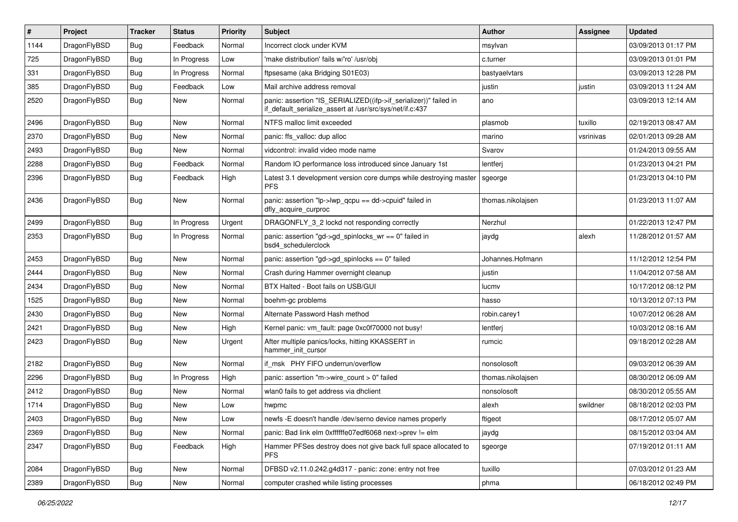| # | Project | Tracker | Status | Priority | Subject | Author | Assignee | Updated |
|---|---|---|---|---|---|---|---|---|
| 1144 | DragonFlyBSD | Bug | Feedback | Normal | Incorrect clock under KVM | msylvan | | 03/09/2013 01:17 PM |
| 725 | DragonFlyBSD | Bug | In Progress | Low | 'make distribution' fails w/'ro' /usr/obj | c.turner | | 03/09/2013 01:01 PM |
| 331 | DragonFlyBSD | Bug | In Progress | Normal | ftpsesame (aka Bridging S01E03) | bastyaelvtars | | 03/09/2013 12:28 PM |
| 385 | DragonFlyBSD | Bug | Feedback | Low | Mail archive address removal | justin | justin | 03/09/2013 11:24 AM |
| 2520 | DragonFlyBSD | Bug | New | Normal | panic: assertion "IS_SERIALIZED((ifp->if_serializer))" failed in if_default_serialize_assert at /usr/src/sys/net/if.c:437 | ano | | 03/09/2013 12:14 AM |
| 2496 | DragonFlyBSD | Bug | New | Normal | NTFS malloc limit exceeded | plasmob | tuxillo | 02/19/2013 08:47 AM |
| 2370 | DragonFlyBSD | Bug | New | Normal | panic: ffs_valloc: dup alloc | marino | vsrinivas | 02/01/2013 09:28 AM |
| 2493 | DragonFlyBSD | Bug | New | Normal | vidcontrol: invalid video mode name | Svarov | | 01/24/2013 09:55 AM |
| 2288 | DragonFlyBSD | Bug | Feedback | Normal | Random IO performance loss introduced since January 1st | lentferj | | 01/23/2013 04:21 PM |
| 2396 | DragonFlyBSD | Bug | Feedback | High | Latest 3.1 development version core dumps while destroying master PFS | sgeorge | | 01/23/2013 04:10 PM |
| 2436 | DragonFlyBSD | Bug | New | Normal | panic: assertion "lp->lwp_qcpu == dd->cpuid" failed in dfly_acquire_curproc | thomas.nikolajsen | | 01/23/2013 11:07 AM |
| 2499 | DragonFlyBSD | Bug | In Progress | Urgent | DRAGONFLY_3_2 lockd not responding correctly | Nerzhul | | 01/22/2013 12:47 PM |
| 2353 | DragonFlyBSD | Bug | In Progress | Normal | panic: assertion "gd->gd_spinlocks_wr == 0" failed in bsd4_schedulerclock | jaydg | alexh | 11/28/2012 01:57 AM |
| 2453 | DragonFlyBSD | Bug | New | Normal | panic: assertion "gd->gd_spinlocks == 0" failed | Johannes.Hofmann | | 11/12/2012 12:54 PM |
| 2444 | DragonFlyBSD | Bug | New | Normal | Crash during Hammer overnight cleanup | justin | | 11/04/2012 07:58 AM |
| 2434 | DragonFlyBSD | Bug | New | Normal | BTX Halted - Boot fails on USB/GUI | lucmv | | 10/17/2012 08:12 PM |
| 1525 | DragonFlyBSD | Bug | New | Normal | boehm-gc problems | hasso | | 10/13/2012 07:13 PM |
| 2430 | DragonFlyBSD | Bug | New | Normal | Alternate Password Hash method | robin.carey1 | | 10/07/2012 06:28 AM |
| 2421 | DragonFlyBSD | Bug | New | High | Kernel panic: vm_fault: page 0xc0f70000 not busy! | lentferj | | 10/03/2012 08:16 AM |
| 2423 | DragonFlyBSD | Bug | New | Urgent | After multiple panics/locks, hitting KKASSERT in hammer_init_cursor | rumcic | | 09/18/2012 02:28 AM |
| 2182 | DragonFlyBSD | Bug | New | Normal | if_msk PHY FIFO underrun/overflow | nonsolosoft | | 09/03/2012 06:39 AM |
| 2296 | DragonFlyBSD | Bug | In Progress | High | panic: assertion "m->wire_count > 0" failed | thomas.nikolajsen | | 08/30/2012 06:09 AM |
| 2412 | DragonFlyBSD | Bug | New | Normal | wlan0 fails to get address via dhclient | nonsolosoft | | 08/30/2012 05:55 AM |
| 1714 | DragonFlyBSD | Bug | New | Low | hwpmc | alexh | swildner | 08/18/2012 02:03 PM |
| 2403 | DragonFlyBSD | Bug | New | Low | newfs -E doesn't handle /dev/serno device names properly | ftigeot | | 08/17/2012 05:07 AM |
| 2369 | DragonFlyBSD | Bug | New | Normal | panic: Bad link elm 0xffffffe07edf6068 next->prev != elm | jaydg | | 08/15/2012 03:04 AM |
| 2347 | DragonFlyBSD | Bug | Feedback | High | Hammer PFSes destroy does not give back full space allocated to PFS | sgeorge | | 07/19/2012 01:11 AM |
| 2084 | DragonFlyBSD | Bug | New | Normal | DFBSD v2.11.0.242.g4d317 - panic: zone: entry not free | tuxillo | | 07/03/2012 01:23 AM |
| 2389 | DragonFlyBSD | Bug | New | Normal | computer crashed while listing processes | phma | | 06/18/2012 02:49 PM |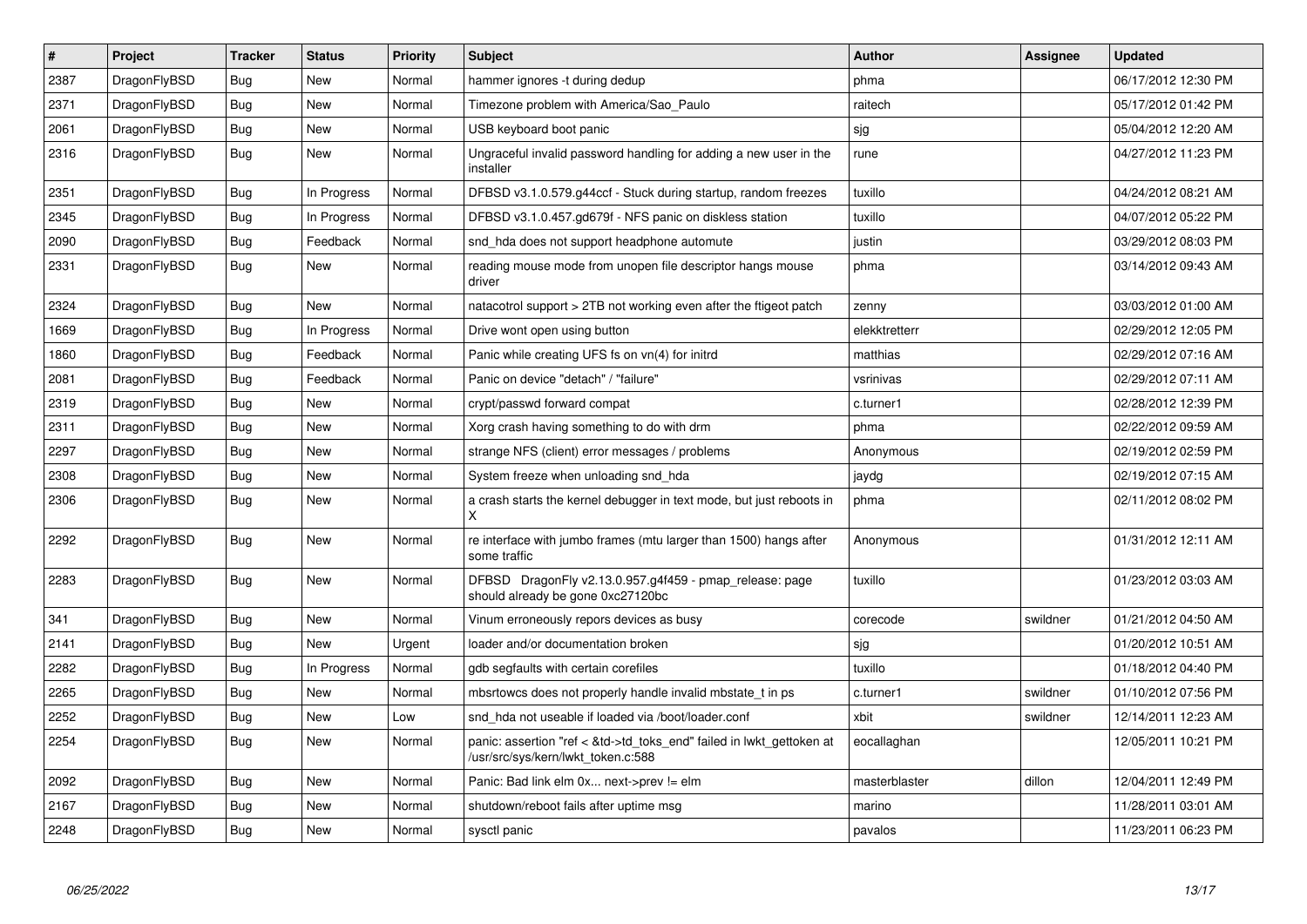| # | Project | Tracker | Status | Priority | Subject | Author | Assignee | Updated |
|---|---|---|---|---|---|---|---|---|
| 2387 | DragonFlyBSD | Bug | New | Normal | hammer ignores -t during dedup | phma | | 06/17/2012 12:30 PM |
| 2371 | DragonFlyBSD | Bug | New | Normal | Timezone problem with America/Sao_Paulo | raitech | | 05/17/2012 01:42 PM |
| 2061 | DragonFlyBSD | Bug | New | Normal | USB keyboard boot panic | sjg | | 05/04/2012 12:20 AM |
| 2316 | DragonFlyBSD | Bug | New | Normal | Ungraceful invalid password handling for adding a new user in the installer | rune | | 04/27/2012 11:23 PM |
| 2351 | DragonFlyBSD | Bug | In Progress | Normal | DFBSD v3.1.0.579.g44ccf - Stuck during startup, random freezes | tuxillo | | 04/24/2012 08:21 AM |
| 2345 | DragonFlyBSD | Bug | In Progress | Normal | DFBSD v3.1.0.457.gd679f - NFS panic on diskless station | tuxillo | | 04/07/2012 05:22 PM |
| 2090 | DragonFlyBSD | Bug | Feedback | Normal | snd_hda does not support headphone automute | justin | | 03/29/2012 08:03 PM |
| 2331 | DragonFlyBSD | Bug | New | Normal | reading mouse mode from unopen file descriptor hangs mouse driver | phma | | 03/14/2012 09:43 AM |
| 2324 | DragonFlyBSD | Bug | New | Normal | natacotrol support > 2TB not working even after the ftigeot patch | zenny | | 03/03/2012 01:00 AM |
| 1669 | DragonFlyBSD | Bug | In Progress | Normal | Drive wont open using button | elekktretterr | | 02/29/2012 12:05 PM |
| 1860 | DragonFlyBSD | Bug | Feedback | Normal | Panic while creating UFS fs on vn(4) for initrd | matthias | | 02/29/2012 07:16 AM |
| 2081 | DragonFlyBSD | Bug | Feedback | Normal | Panic on device "detach" / "failure" | vsrinivas | | 02/29/2012 07:11 AM |
| 2319 | DragonFlyBSD | Bug | New | Normal | crypt/passwd forward compat | c.turner1 | | 02/28/2012 12:39 PM |
| 2311 | DragonFlyBSD | Bug | New | Normal | Xorg crash having something to do with drm | phma | | 02/22/2012 09:59 AM |
| 2297 | DragonFlyBSD | Bug | New | Normal | strange NFS (client) error messages / problems | Anonymous | | 02/19/2012 02:59 PM |
| 2308 | DragonFlyBSD | Bug | New | Normal | System freeze when unloading snd_hda | jaydg | | 02/19/2012 07:15 AM |
| 2306 | DragonFlyBSD | Bug | New | Normal | a crash starts the kernel debugger in text mode, but just reboots in X | phma | | 02/11/2012 08:02 PM |
| 2292 | DragonFlyBSD | Bug | New | Normal | re interface with jumbo frames (mtu larger than 1500) hangs after some traffic | Anonymous | | 01/31/2012 12:11 AM |
| 2283 | DragonFlyBSD | Bug | New | Normal | DFBSD DragonFly v2.13.0.957.g4f459 - pmap_release: page should already be gone 0xc27120bc | tuxillo | | 01/23/2012 03:03 AM |
| 341 | DragonFlyBSD | Bug | New | Normal | Vinum erroneously repors devices as busy | corecode | swildner | 01/21/2012 04:50 AM |
| 2141 | DragonFlyBSD | Bug | New | Urgent | loader and/or documentation broken | sjg | | 01/20/2012 10:51 AM |
| 2282 | DragonFlyBSD | Bug | In Progress | Normal | gdb segfaults with certain corefiles | tuxillo | | 01/18/2012 04:40 PM |
| 2265 | DragonFlyBSD | Bug | New | Normal | mbsrtowcs does not properly handle invalid mbstate_t in ps | c.turner1 | swildner | 01/10/2012 07:56 PM |
| 2252 | DragonFlyBSD | Bug | New | Low | snd_hda not useable if loaded via /boot/loader.conf | xbit | swildner | 12/14/2011 12:23 AM |
| 2254 | DragonFlyBSD | Bug | New | Normal | panic: assertion "ref < &td->td_toks_end" failed in lwkt_gettoken at /usr/src/sys/kern/lwkt_token.c:588 | eocallaghan | | 12/05/2011 10:21 PM |
| 2092 | DragonFlyBSD | Bug | New | Normal | Panic: Bad link elm 0x... next->prev != elm | masterblaster | dillon | 12/04/2011 12:49 PM |
| 2167 | DragonFlyBSD | Bug | New | Normal | shutdown/reboot fails after uptime msg | marino | | 11/28/2011 03:01 AM |
| 2248 | DragonFlyBSD | Bug | New | Normal | sysctl panic | pavalos | | 11/23/2011 06:23 PM |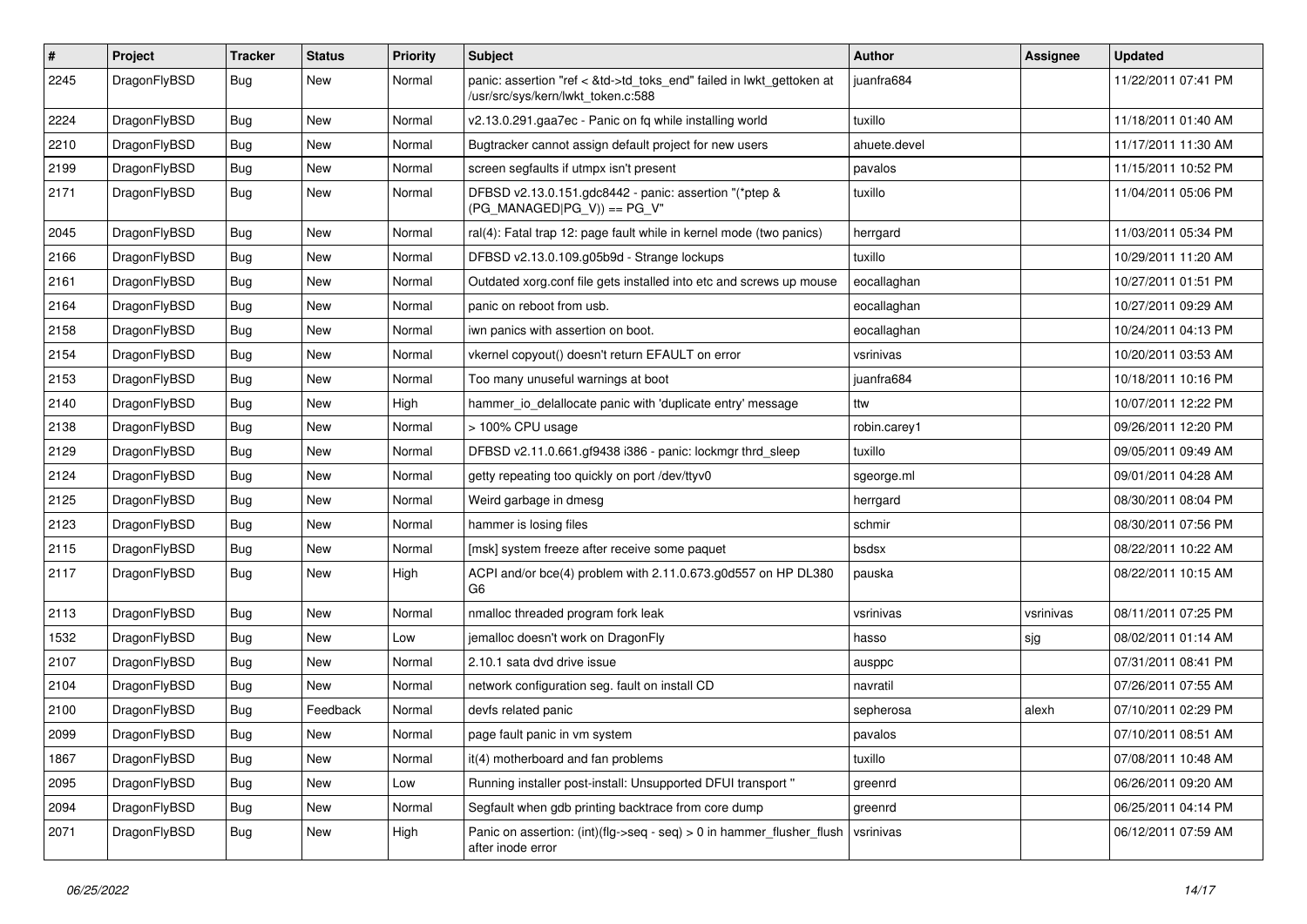| # | Project | Tracker | Status | Priority | Subject | Author | Assignee | Updated |
|---|---|---|---|---|---|---|---|---|
| 2245 | DragonFlyBSD | Bug | New | Normal | panic: assertion "ref < &td->td_toks_end" failed in lwkt_gettoken at /usr/src/sys/kern/lwkt_token.c:588 | juanfra684 | | 11/22/2011 07:41 PM |
| 2224 | DragonFlyBSD | Bug | New | Normal | v2.13.0.291.gaa7ec - Panic on fq while installing world | tuxillo | | 11/18/2011 01:40 AM |
| 2210 | DragonFlyBSD | Bug | New | Normal | Bugtracker cannot assign default project for new users | ahuete.devel | | 11/17/2011 11:30 AM |
| 2199 | DragonFlyBSD | Bug | New | Normal | screen segfaults if utmpx isn't present | pavalos | | 11/15/2011 10:52 PM |
| 2171 | DragonFlyBSD | Bug | New | Normal | DFBSD v2.13.0.151.gdc8442 - panic: assertion "(*ptep & (PG_MANAGED\|PG_V)) == PG_V" | tuxillo | | 11/04/2011 05:06 PM |
| 2045 | DragonFlyBSD | Bug | New | Normal | ral(4): Fatal trap 12: page fault while in kernel mode (two panics) | herrgard | | 11/03/2011 05:34 PM |
| 2166 | DragonFlyBSD | Bug | New | Normal | DFBSD v2.13.0.109.g05b9d - Strange lockups | tuxillo | | 10/29/2011 11:20 AM |
| 2161 | DragonFlyBSD | Bug | New | Normal | Outdated xorg.conf file gets installed into etc and screws up mouse | eocallaghan | | 10/27/2011 01:51 PM |
| 2164 | DragonFlyBSD | Bug | New | Normal | panic on reboot from usb. | eocallaghan | | 10/27/2011 09:29 AM |
| 2158 | DragonFlyBSD | Bug | New | Normal | iwn panics with assertion on boot. | eocallaghan | | 10/24/2011 04:13 PM |
| 2154 | DragonFlyBSD | Bug | New | Normal | vkernel copyout() doesn't return EFAULT on error | vsrinivas | | 10/20/2011 03:53 AM |
| 2153 | DragonFlyBSD | Bug | New | Normal | Too many unuseful warnings at boot | juanfra684 | | 10/18/2011 10:16 PM |
| 2140 | DragonFlyBSD | Bug | New | High | hammer_io_delallocate panic with 'duplicate entry' message | ttw | | 10/07/2011 12:22 PM |
| 2138 | DragonFlyBSD | Bug | New | Normal | > 100% CPU usage | robin.carey1 | | 09/26/2011 12:20 PM |
| 2129 | DragonFlyBSD | Bug | New | Normal | DFBSD v2.11.0.661.gf9438 i386 - panic: lockmgr thrd_sleep | tuxillo | | 09/05/2011 09:49 AM |
| 2124 | DragonFlyBSD | Bug | New | Normal | getty repeating too quickly on port /dev/ttyv0 | sgeorge.ml | | 09/01/2011 04:28 AM |
| 2125 | DragonFlyBSD | Bug | New | Normal | Weird garbage in dmesg | herrgard | | 08/30/2011 08:04 PM |
| 2123 | DragonFlyBSD | Bug | New | Normal | hammer is losing files | schmir | | 08/30/2011 07:56 PM |
| 2115 | DragonFlyBSD | Bug | New | Normal | [msk] system freeze after receive some paquet | bsdsx | | 08/22/2011 10:22 AM |
| 2117 | DragonFlyBSD | Bug | New | High | ACPI and/or bce(4) problem with 2.11.0.673.g0d557 on HP DL380 G6 | pauska | | 08/22/2011 10:15 AM |
| 2113 | DragonFlyBSD | Bug | New | Normal | nmalloc threaded program fork leak | vsrinivas | vsrinivas | 08/11/2011 07:25 PM |
| 1532 | DragonFlyBSD | Bug | New | Low | jemalloc doesn't work on DragonFly | hasso | sjg | 08/02/2011 01:14 AM |
| 2107 | DragonFlyBSD | Bug | New | Normal | 2.10.1 sata dvd drive issue | ausppc | | 07/31/2011 08:41 PM |
| 2104 | DragonFlyBSD | Bug | New | Normal | network configuration seg. fault on install CD | navratil | | 07/26/2011 07:55 AM |
| 2100 | DragonFlyBSD | Bug | Feedback | Normal | devfs related panic | sepherosa | alexh | 07/10/2011 02:29 PM |
| 2099 | DragonFlyBSD | Bug | New | Normal | page fault panic in vm system | pavalos | | 07/10/2011 08:51 AM |
| 1867 | DragonFlyBSD | Bug | New | Normal | it(4) motherboard and fan problems | tuxillo | | 07/08/2011 10:48 AM |
| 2095 | DragonFlyBSD | Bug | New | Low | Running installer post-install: Unsupported DFUI transport " | greenrd | | 06/26/2011 09:20 AM |
| 2094 | DragonFlyBSD | Bug | New | Normal | Segfault when gdb printing backtrace from core dump | greenrd | | 06/25/2011 04:14 PM |
| 2071 | DragonFlyBSD | Bug | New | High | Panic on assertion: (int)(flg->seq - seq) > 0 in hammer_flusher_flush after inode error | vsrinivas | | 06/12/2011 07:59 AM |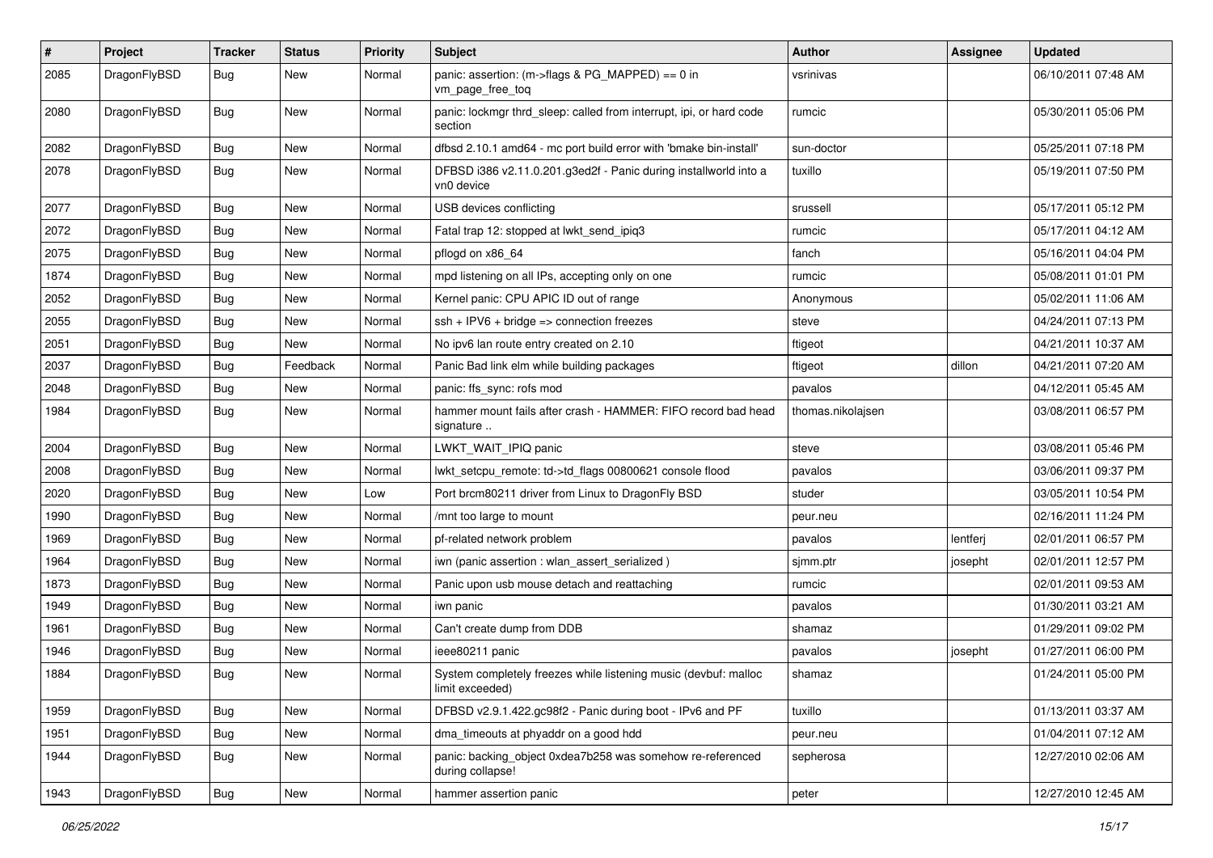| # | Project | Tracker | Status | Priority | Subject | Author | Assignee | Updated |
|---|---|---|---|---|---|---|---|---|
| 2085 | DragonFlyBSD | Bug | New | Normal | panic: assertion: (m->flags & PG_MAPPED) == 0 in vm_page_free_toq | vsrinivas | | 06/10/2011 07:48 AM |
| 2080 | DragonFlyBSD | Bug | New | Normal | panic: lockmgr thrd_sleep: called from interrupt, ipi, or hard code section | rumcic | | 05/30/2011 05:06 PM |
| 2082 | DragonFlyBSD | Bug | New | Normal | dfbsd 2.10.1 amd64 - mc port build error with 'bmake bin-install' | sun-doctor | | 05/25/2011 07:18 PM |
| 2078 | DragonFlyBSD | Bug | New | Normal | DFBSD i386 v2.11.0.201.g3ed2f - Panic during installworld into a vn0 device | tuxillo | | 05/19/2011 07:50 PM |
| 2077 | DragonFlyBSD | Bug | New | Normal | USB devices conflicting | srussell | | 05/17/2011 05:12 PM |
| 2072 | DragonFlyBSD | Bug | New | Normal | Fatal trap 12: stopped at lwkt_send_ipiq3 | rumcic | | 05/17/2011 04:12 AM |
| 2075 | DragonFlyBSD | Bug | New | Normal | pflogd on x86_64 | fanch | | 05/16/2011 04:04 PM |
| 1874 | DragonFlyBSD | Bug | New | Normal | mpd listening on all IPs, accepting only on one | rumcic | | 05/08/2011 01:01 PM |
| 2052 | DragonFlyBSD | Bug | New | Normal | Kernel panic: CPU APIC ID out of range | Anonymous | | 05/02/2011 11:06 AM |
| 2055 | DragonFlyBSD | Bug | New | Normal | ssh + IPV6 + bridge => connection freezes | steve | | 04/24/2011 07:13 PM |
| 2051 | DragonFlyBSD | Bug | New | Normal | No ipv6 lan route entry created on 2.10 | ftigeot | | 04/21/2011 10:37 AM |
| 2037 | DragonFlyBSD | Bug | Feedback | Normal | Panic Bad link elm while building packages | ftigeot | dillon | 04/21/2011 07:20 AM |
| 2048 | DragonFlyBSD | Bug | New | Normal | panic: ffs_sync: rofs mod | pavalos | | 04/12/2011 05:45 AM |
| 1984 | DragonFlyBSD | Bug | New | Normal | hammer mount fails after crash - HAMMER: FIFO record bad head signature .. | thomas.nikolajsen | | 03/08/2011 06:57 PM |
| 2004 | DragonFlyBSD | Bug | New | Normal | LWKT_WAIT_IPIQ panic | steve | | 03/08/2011 05:46 PM |
| 2008 | DragonFlyBSD | Bug | New | Normal | lwkt_setcpu_remote: td->td_flags 00800621 console flood | pavalos | | 03/06/2011 09:37 PM |
| 2020 | DragonFlyBSD | Bug | New | Low | Port brcm80211 driver from Linux to DragonFly BSD | studer | | 03/05/2011 10:54 PM |
| 1990 | DragonFlyBSD | Bug | New | Normal | /mnt too large to mount | peur.neu | | 02/16/2011 11:24 PM |
| 1969 | DragonFlyBSD | Bug | New | Normal | pf-related network problem | pavalos | lentferj | 02/01/2011 06:57 PM |
| 1964 | DragonFlyBSD | Bug | New | Normal | iwn (panic assertion : wlan_assert_serialized ) | sjmm.ptr | josepht | 02/01/2011 12:57 PM |
| 1873 | DragonFlyBSD | Bug | New | Normal | Panic upon usb mouse detach and reattaching | rumcic | | 02/01/2011 09:53 AM |
| 1949 | DragonFlyBSD | Bug | New | Normal | iwn panic | pavalos | | 01/30/2011 03:21 AM |
| 1961 | DragonFlyBSD | Bug | New | Normal | Can't create dump from DDB | shamaz | | 01/29/2011 09:02 PM |
| 1946 | DragonFlyBSD | Bug | New | Normal | ieee80211 panic | pavalos | josepht | 01/27/2011 06:00 PM |
| 1884 | DragonFlyBSD | Bug | New | Normal | System completely freezes while listening music (devbuf: malloc limit exceeded) | shamaz | | 01/24/2011 05:00 PM |
| 1959 | DragonFlyBSD | Bug | New | Normal | DFBSD v2.9.1.422.gc98f2 - Panic during boot - IPv6 and PF | tuxillo | | 01/13/2011 03:37 AM |
| 1951 | DragonFlyBSD | Bug | New | Normal | dma_timeouts at phyaddr on a good hdd | peur.neu | | 01/04/2011 07:12 AM |
| 1944 | DragonFlyBSD | Bug | New | Normal | panic: backing_object 0xdea7b258 was somehow re-referenced during collapse! | sepherosa | | 12/27/2010 02:06 AM |
| 1943 | DragonFlyBSD | Bug | New | Normal | hammer assertion panic | peter | | 12/27/2010 12:45 AM |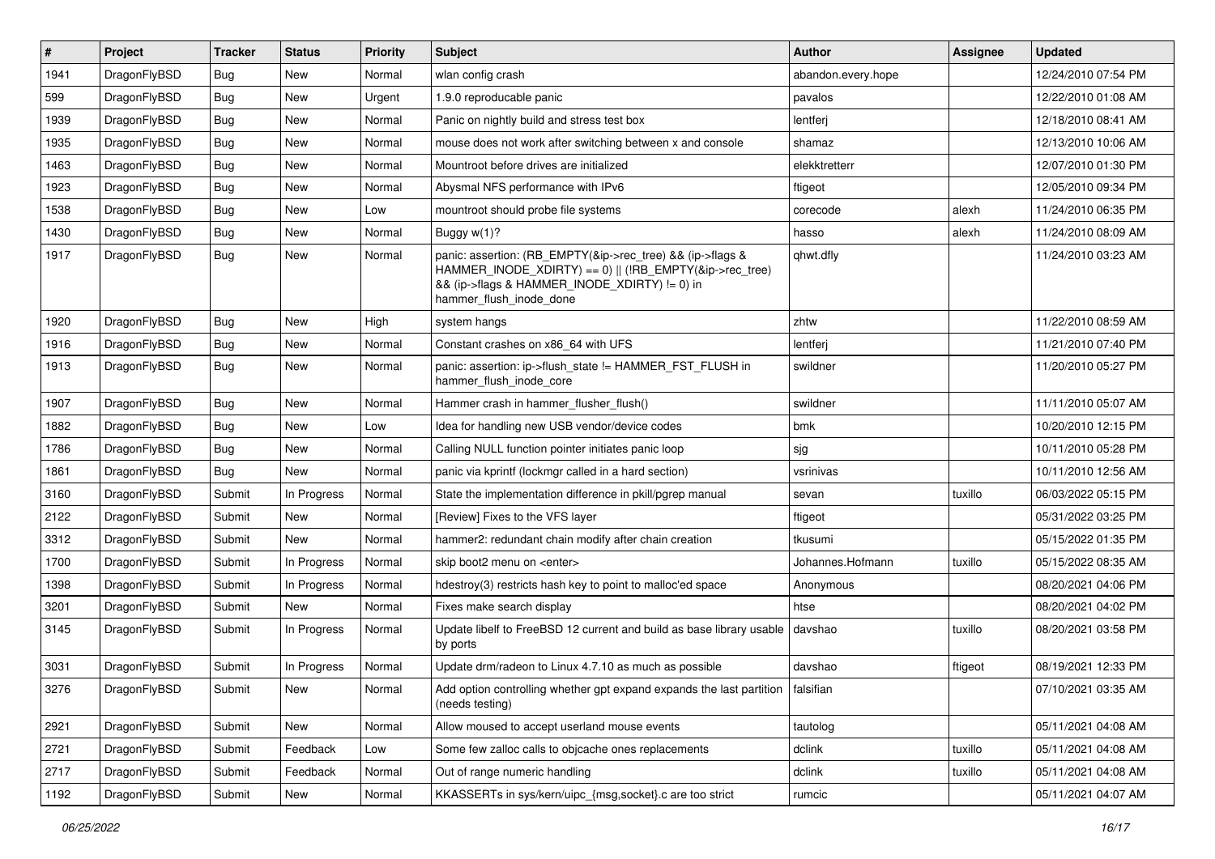| # | Project | Tracker | Status | Priority | Subject | Author | Assignee | Updated |
|---|---|---|---|---|---|---|---|---|
| 1941 | DragonFlyBSD | Bug | New | Normal | wlan config crash | abandon.every.hope | | 12/24/2010 07:54 PM |
| 599 | DragonFlyBSD | Bug | New | Urgent | 1.9.0 reproducable panic | pavalos | | 12/22/2010 01:08 AM |
| 1939 | DragonFlyBSD | Bug | New | Normal | Panic on nightly build and stress test box | lentferj | | 12/18/2010 08:41 AM |
| 1935 | DragonFlyBSD | Bug | New | Normal | mouse does not work after switching between x and console | shamaz | | 12/13/2010 10:06 AM |
| 1463 | DragonFlyBSD | Bug | New | Normal | Mountroot before drives are initialized | elekktretterr | | 12/07/2010 01:30 PM |
| 1923 | DragonFlyBSD | Bug | New | Normal | Abysmal NFS performance with IPv6 | ftigeot | | 12/05/2010 09:34 PM |
| 1538 | DragonFlyBSD | Bug | New | Low | mountroot should probe file systems | corecode | alexh | 11/24/2010 06:35 PM |
| 1430 | DragonFlyBSD | Bug | New | Normal | Buggy w(1)? | hasso | alexh | 11/24/2010 08:09 AM |
| 1917 | DragonFlyBSD | Bug | New | Normal | panic: assertion: (RB_EMPTY(&ip->rec_tree) && (ip->flags & HAMMER_INODE_XDIRTY) == 0) \|\| (!RB_EMPTY(&ip->rec_tree) && (ip->flags & HAMMER_INODE_XDIRTY) != 0) in hammer_flush_inode_done | qhwt.dfly | | 11/24/2010 03:23 AM |
| 1920 | DragonFlyBSD | Bug | New | High | system hangs | zhtw | | 11/22/2010 08:59 AM |
| 1916 | DragonFlyBSD | Bug | New | Normal | Constant crashes on x86_64 with UFS | lentferj | | 11/21/2010 07:40 PM |
| 1913 | DragonFlyBSD | Bug | New | Normal | panic: assertion: ip->flush_state != HAMMER_FST_FLUSH in hammer_flush_inode_core | swildner | | 11/20/2010 05:27 PM |
| 1907 | DragonFlyBSD | Bug | New | Normal | Hammer crash in hammer_flusher_flush() | swildner | | 11/11/2010 05:07 AM |
| 1882 | DragonFlyBSD | Bug | New | Low | Idea for handling new USB vendor/device codes | bmk | | 10/20/2010 12:15 PM |
| 1786 | DragonFlyBSD | Bug | New | Normal | Calling NULL function pointer initiates panic loop | sjg | | 10/11/2010 05:28 PM |
| 1861 | DragonFlyBSD | Bug | New | Normal | panic via kprintf (lockmgr called in a hard section) | vsrinivas | | 10/11/2010 12:56 AM |
| 3160 | DragonFlyBSD | Submit | In Progress | Normal | State the implementation difference in pkill/pgrep manual | sevan | tuxillo | 06/03/2022 05:15 PM |
| 2122 | DragonFlyBSD | Submit | New | Normal | [Review] Fixes to the VFS layer | ftigeot | | 05/31/2022 03:25 PM |
| 3312 | DragonFlyBSD | Submit | New | Normal | hammer2: redundant chain modify after chain creation | tkusumi | | 05/15/2022 01:35 PM |
| 1700 | DragonFlyBSD | Submit | In Progress | Normal | skip boot2 menu on <enter> | Johannes.Hofmann | tuxillo | 05/15/2022 08:35 AM |
| 1398 | DragonFlyBSD | Submit | In Progress | Normal | hdestroy(3) restricts hash key to point to malloc'ed space | Anonymous | | 08/20/2021 04:06 PM |
| 3201 | DragonFlyBSD | Submit | New | Normal | Fixes make search display | htse | | 08/20/2021 04:02 PM |
| 3145 | DragonFlyBSD | Submit | In Progress | Normal | Update libelf to FreeBSD 12 current and build as base library usable by ports | davshao | tuxillo | 08/20/2021 03:58 PM |
| 3031 | DragonFlyBSD | Submit | In Progress | Normal | Update drm/radeon to Linux 4.7.10 as much as possible | davshao | ftigeot | 08/19/2021 12:33 PM |
| 3276 | DragonFlyBSD | Submit | New | Normal | Add option controlling whether gpt expand expands the last partition (needs testing) | falsifian | | 07/10/2021 03:35 AM |
| 2921 | DragonFlyBSD | Submit | New | Normal | Allow moused to accept userland mouse events | tautolog | | 05/11/2021 04:08 AM |
| 2721 | DragonFlyBSD | Submit | Feedback | Low | Some few zalloc calls to objcache ones replacements | dclink | tuxillo | 05/11/2021 04:08 AM |
| 2717 | DragonFlyBSD | Submit | Feedback | Normal | Out of range numeric handling | dclink | tuxillo | 05/11/2021 04:08 AM |
| 1192 | DragonFlyBSD | Submit | New | Normal | KKASSERTs in sys/kern/uipc_{msg,socket}.c are too strict | rumcic | | 05/11/2021 04:07 AM |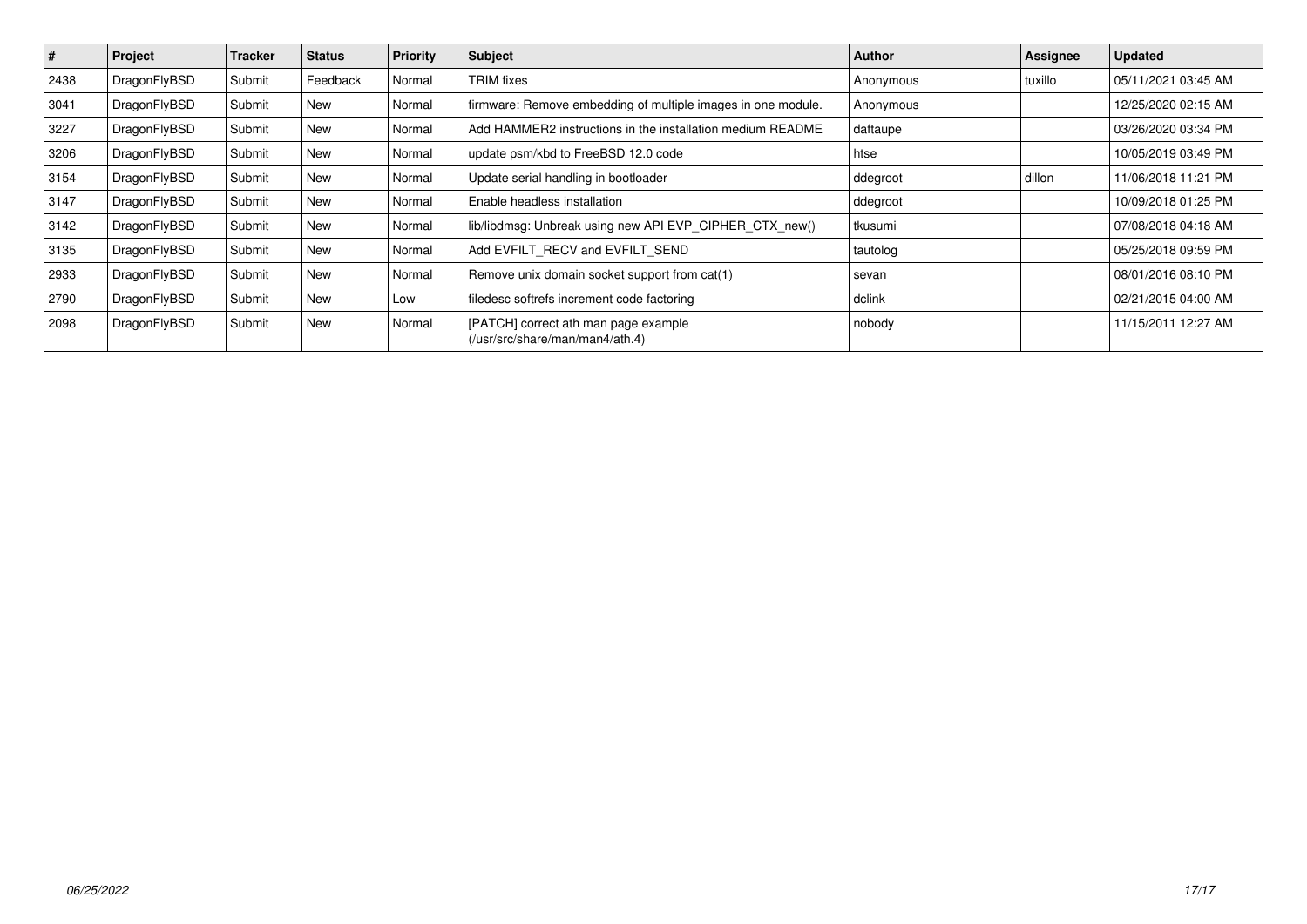| # | Project | Tracker | Status | Priority | Subject | Author | Assignee | Updated |
|---|---|---|---|---|---|---|---|---|
| 2438 | DragonFlyBSD | Submit | Feedback | Normal | TRIM fixes | Anonymous | tuxillo | 05/11/2021 03:45 AM |
| 3041 | DragonFlyBSD | Submit | New | Normal | firmware: Remove embedding of multiple images in one module. | Anonymous | | 12/25/2020 02:15 AM |
| 3227 | DragonFlyBSD | Submit | New | Normal | Add HAMMER2 instructions in the installation medium README | daftaupe | | 03/26/2020 03:34 PM |
| 3206 | DragonFlyBSD | Submit | New | Normal | update psm/kbd to FreeBSD 12.0 code | htse | | 10/05/2019 03:49 PM |
| 3154 | DragonFlyBSD | Submit | New | Normal | Update serial handling in bootloader | ddegroot | dillon | 11/06/2018 11:21 PM |
| 3147 | DragonFlyBSD | Submit | New | Normal | Enable headless installation | ddegroot | | 10/09/2018 01:25 PM |
| 3142 | DragonFlyBSD | Submit | New | Normal | lib/libdmsg: Unbreak using new API EVP_CIPHER_CTX_new() | tkusumi | | 07/08/2018 04:18 AM |
| 3135 | DragonFlyBSD | Submit | New | Normal | Add EVFILT_RECV and EVFILT_SEND | tautolog | | 05/25/2018 09:59 PM |
| 2933 | DragonFlyBSD | Submit | New | Normal | Remove unix domain socket support from cat(1) | sevan | | 08/01/2016 08:10 PM |
| 2790 | DragonFlyBSD | Submit | New | Low | filedesc softrefs increment code factoring | dclink | | 02/21/2015 04:00 AM |
| 2098 | DragonFlyBSD | Submit | New | Normal | [PATCH] correct ath man page example (/usr/src/share/man/man4/ath.4) | nobody | | 11/15/2011 12:27 AM |